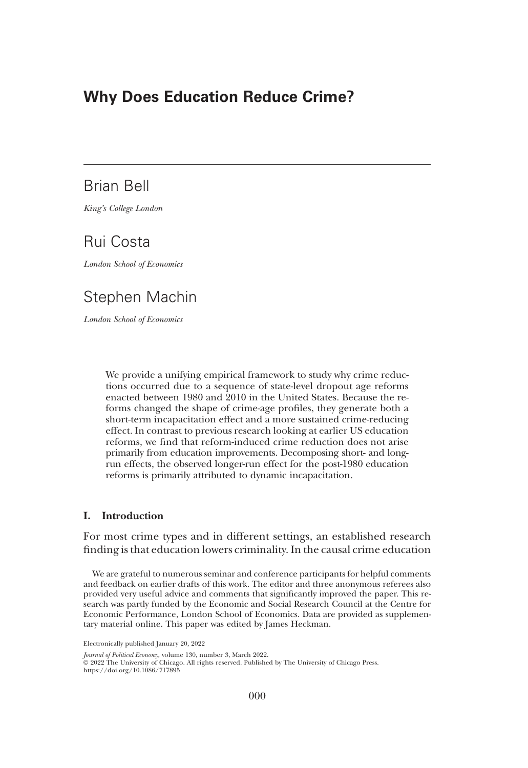# Why Does Education Reduce Crime?

## Brian Bell

*King's College London*

## Rui Costa

*London School of Economics*

## Stephen Machin

*London School of Economics*

We provide a unifying empirical framework to study why crime reductions occurred due to a sequence of state-level dropout age reforms enacted between 1980 and 2010 in the United States. Because the reforms changed the shape of crime-age profiles, they generate both a short-term incapacitation effect and a more sustained crime-reducing effect. In contrast to previous research looking at earlier US education reforms, we find that reform-induced crime reduction does not arise primarily from education improvements. Decomposing short- and long-run effects, the observed longer-run effect for the post-1980 education reforms is primarily attributed to dynamic incapacitation.

### I. Introduction

For most crime types and in different settings, an established research finding is that education lowers criminality. In the causal crime education

We are grateful to numerous seminar and conference participants for helpful comments and feedback on earlier drafts of this work. The editor and three anonymous referees also provided very useful advice and comments that significantly improved the paper. This research was partly funded by the Economic and Social Research Council at the Centre for Economic Performance, London School of Economics. Data are provided as supplementary material online. This paper was edited by James Heckman.

Electronically published January 20, 2022

*Journal of Political Economy*, volume 130, number 3, March 2022.
© 2022 The University of Chicago. All rights reserved. Published by The University of Chicago Press.
https://doi.org/10.1086/717895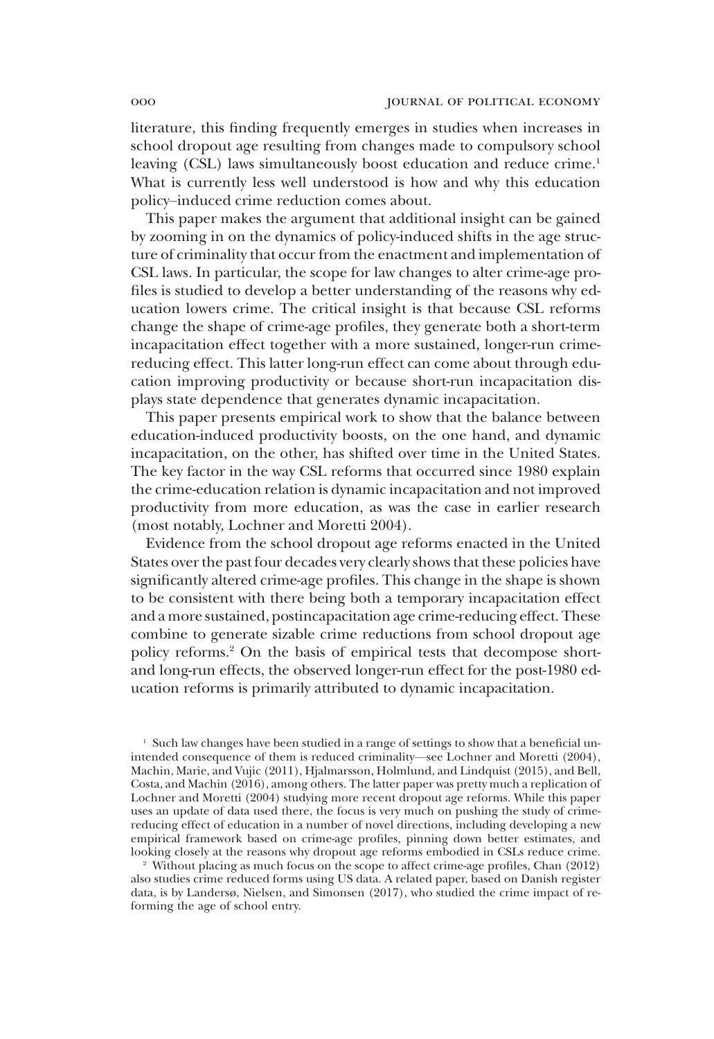literature, this finding frequently emerges in studies when increases in school dropout age resulting from changes made to compulsory school leaving (CSL) laws simultaneously boost education and reduce crime.[1] What is currently less well understood is how and why this education policy–induced crime reduction comes about.

This paper makes the argument that additional insight can be gained by zooming in on the dynamics of policy-induced shifts in the age structure of criminality that occur from the enactment and implementation of CSL laws. In particular, the scope for law changes to alter crime-age profiles is studied to develop a better understanding of the reasons why education lowers crime. The critical insight is that because CSL reforms change the shape of crime-age profiles, they generate both a short-term incapacitation effect together with a more sustained, longer-run crime-reducing effect. This latter long-run effect can come about through education improving productivity or because short-run incapacitation displays state dependence that generates dynamic incapacitation.

This paper presents empirical work to show that the balance between education-induced productivity boosts, on the one hand, and dynamic incapacitation, on the other, has shifted over time in the United States. The key factor in the way CSL reforms that occurred since 1980 explain the crime-education relation is dynamic incapacitation and not improved productivity from more education, as was the case in earlier research (most notably, Lochner and Moretti 2004).

Evidence from the school dropout age reforms enacted in the United States over the past four decades very clearly shows that these policies have significantly altered crime-age profiles. This change in the shape is shown to be consistent with there being both a temporary incapacitation effect and a more sustained, postincapacitation age crime-reducing effect. These combine to generate sizable crime reductions from school dropout age policy reforms.[2] On the basis of empirical tests that decompose short- and long-run effects, the observed longer-run effect for the post-1980 education reforms is primarily attributed to dynamic incapacitation.

[1] Such law changes have been studied in a range of settings to show that a beneficial unintended consequence of them is reduced criminality—see Lochner and Moretti (2004), Machin, Marie, and Vujic (2011), Hjalmarsson, Holmlund, and Lindquist (2015), and Bell, Costa, and Machin (2016), among others. The latter paper was pretty much a replication of Lochner and Moretti (2004) studying more recent dropout age reforms. While this paper uses an update of data used there, the focus is very much on pushing the study of crime-reducing effect of education in a number of novel directions, including developing a new empirical framework based on crime-age profiles, pinning down better estimates, and looking closely at the reasons why dropout age reforms embodied in CSLs reduce crime.

[2] Without placing as much focus on the scope to affect crime-age profiles, Chan (2012) also studies crime reduced forms using US data. A related paper, based on Danish register data, is by Landersø, Nielsen, and Simonsen (2017), who studied the crime impact of reforming the age of school entry.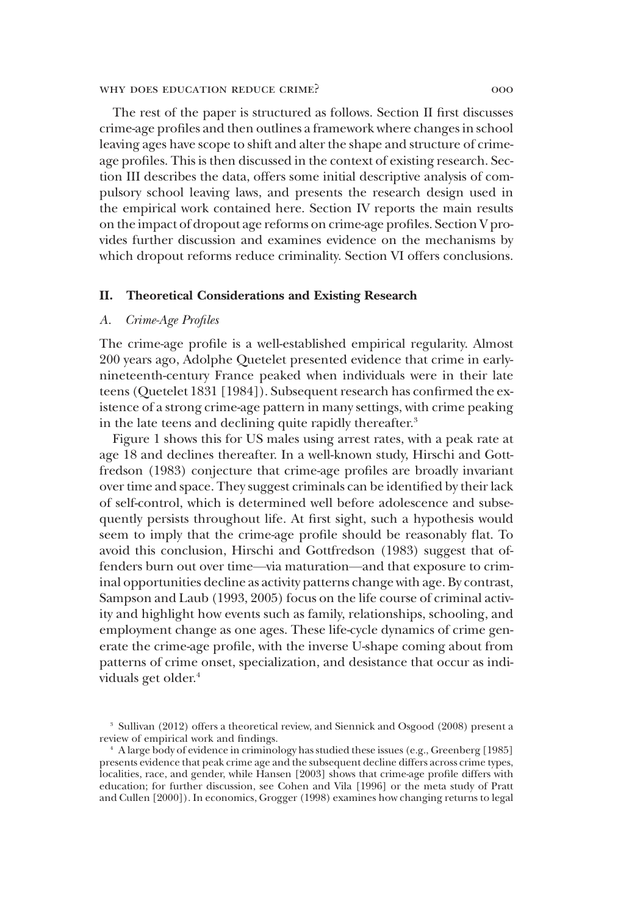The rest of the paper is structured as follows. Section II first discusses crime-age profiles and then outlines a framework where changes in school leaving ages have scope to shift and alter the shape and structure of crime-age profiles. This is then discussed in the context of existing research. Section III describes the data, offers some initial descriptive analysis of compulsory school leaving laws, and presents the research design used in the empirical work contained here. Section IV reports the main results on the impact of dropout age reforms on crime-age profiles. Section V provides further discussion and examines evidence on the mechanisms by which dropout reforms reduce criminality. Section VI offers conclusions.

## II. Theoretical Considerations and Existing Research

### A. *Crime-Age Profiles*

The crime-age profile is a well-established empirical regularity. Almost 200 years ago, Adolphe Quetelet presented evidence that crime in early-nineteenth-century France peaked when individuals were in their late teens (Quetelet 1831 [1984]). Subsequent research has confirmed the existence of a strong crime-age pattern in many settings, with crime peaking in the late teens and declining quite rapidly thereafter.[3]

Figure 1 shows this for US males using arrest rates, with a peak rate at age 18 and declines thereafter. In a well-known study, Hirschi and Gottfredson (1983) conjecture that crime-age profiles are broadly invariant over time and space. They suggest criminals can be identified by their lack of self-control, which is determined well before adolescence and subsequently persists throughout life. At first sight, such a hypothesis would seem to imply that the crime-age profile should be reasonably flat. To avoid this conclusion, Hirschi and Gottfredson (1983) suggest that offenders burn out over time—via maturation—and that exposure to criminal opportunities decline as activity patterns change with age. By contrast, Sampson and Laub (1993, 2005) focus on the life course of criminal activity and highlight how events such as family, relationships, schooling, and employment change as one ages. These life-cycle dynamics of crime generate the crime-age profile, with the inverse U-shape coming about from patterns of crime onset, specialization, and desistance that occur as individuals get older.[4]

[3] Sullivan (2012) offers a theoretical review, and Siennick and Osgood (2008) present a review of empirical work and findings.

[4] A large body of evidence in criminology has studied these issues (e.g., Greenberg [1985] presents evidence that peak crime age and the subsequent decline differs across crime types, localities, race, and gender, while Hansen [2003] shows that crime-age profile differs with education; for further discussion, see Cohen and Vila [1996] or the meta study of Pratt and Cullen [2000]). In economics, Grogger (1998) examines how changing returns to legal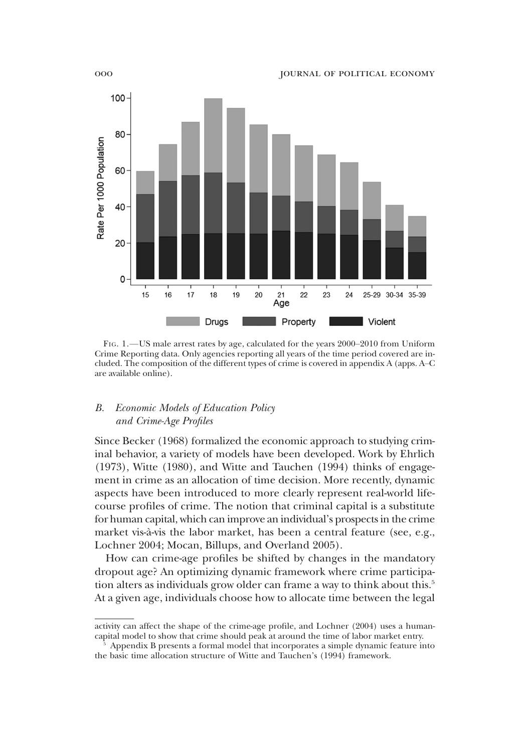FIG. 1.—US male arrest rates by age, calculated for the years 2000–2010 from Uniform Crime Reporting data. Only agencies reporting all years of the time period covered are included. The composition of the different types of crime is covered in appendix A (apps. A–C are available online).

### B. *Economic Models of Education Policy and Crime-Age Profiles*

Since Becker (1968) formalized the economic approach to studying criminal behavior, a variety of models have been developed. Work by Ehrlich (1973), Witte (1980), and Witte and Tauchen (1994) thinks of engagement in crime as an allocation of time decision. More recently, dynamic aspects have been introduced to more clearly represent real-world life-course profiles of crime. The notion that criminal capital is a substitute for human capital, which can improve an individual's prospects in the crime market vis-à-vis the labor market, has been a central feature (see, e.g., Lochner 2004; Mocan, Billups, and Overland 2005).

How can crime-age profiles be shifted by changes in the mandatory dropout age? An optimizing dynamic framework where crime participation alters as individuals grow older can frame a way to think about this.[5] At a given age, individuals choose how to allocate time between the legal

---

activity can affect the shape of the crime-age profile, and Lochner (2004) uses a human-capital model to show that crime should peak at around the time of labor market entry.

[5] Appendix B presents a formal model that incorporates a simple dynamic feature into the basic time allocation structure of Witte and Tauchen's (1994) framework.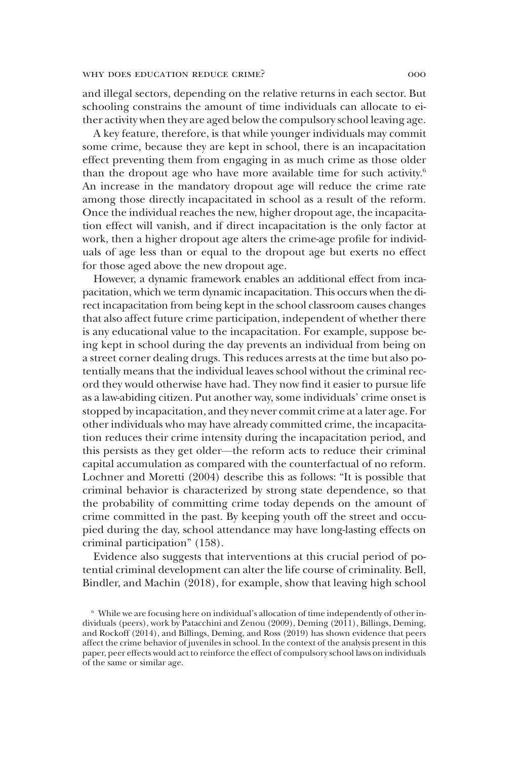and illegal sectors, depending on the relative returns in each sector. But schooling constrains the amount of time individuals can allocate to either activity when they are aged below the compulsory school leaving age.

A key feature, therefore, is that while younger individuals may commit some crime, because they are kept in school, there is an incapacitation effect preventing them from engaging in as much crime as those older than the dropout age who have more available time for such activity.[6] An increase in the mandatory dropout age will reduce the crime rate among those directly incapacitated in school as a result of the reform. Once the individual reaches the new, higher dropout age, the incapacitation effect will vanish, and if direct incapacitation is the only factor at work, then a higher dropout age alters the crime-age profile for individuals of age less than or equal to the dropout age but exerts no effect for those aged above the new dropout age.

However, a dynamic framework enables an additional effect from incapacitation, which we term dynamic incapacitation. This occurs when the direct incapacitation from being kept in the school classroom causes changes that also affect future crime participation, independent of whether there is any educational value to the incapacitation. For example, suppose being kept in school during the day prevents an individual from being on a street corner dealing drugs. This reduces arrests at the time but also potentially means that the individual leaves school without the criminal record they would otherwise have had. They now find it easier to pursue life as a law-abiding citizen. Put another way, some individuals' crime onset is stopped by incapacitation, and they never commit crime at a later age. For other individuals who may have already committed crime, the incapacitation reduces their crime intensity during the incapacitation period, and this persists as they get older—the reform acts to reduce their criminal capital accumulation as compared with the counterfactual of no reform. Lochner and Moretti (2004) describe this as follows: "It is possible that criminal behavior is characterized by strong state dependence, so that the probability of committing crime today depends on the amount of crime committed in the past. By keeping youth off the street and occupied during the day, school attendance may have long-lasting effects on criminal participation" (158).

Evidence also suggests that interventions at this crucial period of potential criminal development can alter the life course of criminality. Bell, Bindler, and Machin (2018), for example, show that leaving high school

[6] While we are focusing here on individual's allocation of time independently of other individuals (peers), work by Patacchini and Zenou (2009), Deming (2011), Billings, Deming, and Rockoff (2014), and Billings, Deming, and Ross (2019) has shown evidence that peers affect the crime behavior of juveniles in school. In the context of the analysis present in this paper, peer effects would act to reinforce the effect of compulsory school laws on individuals of the same or similar age.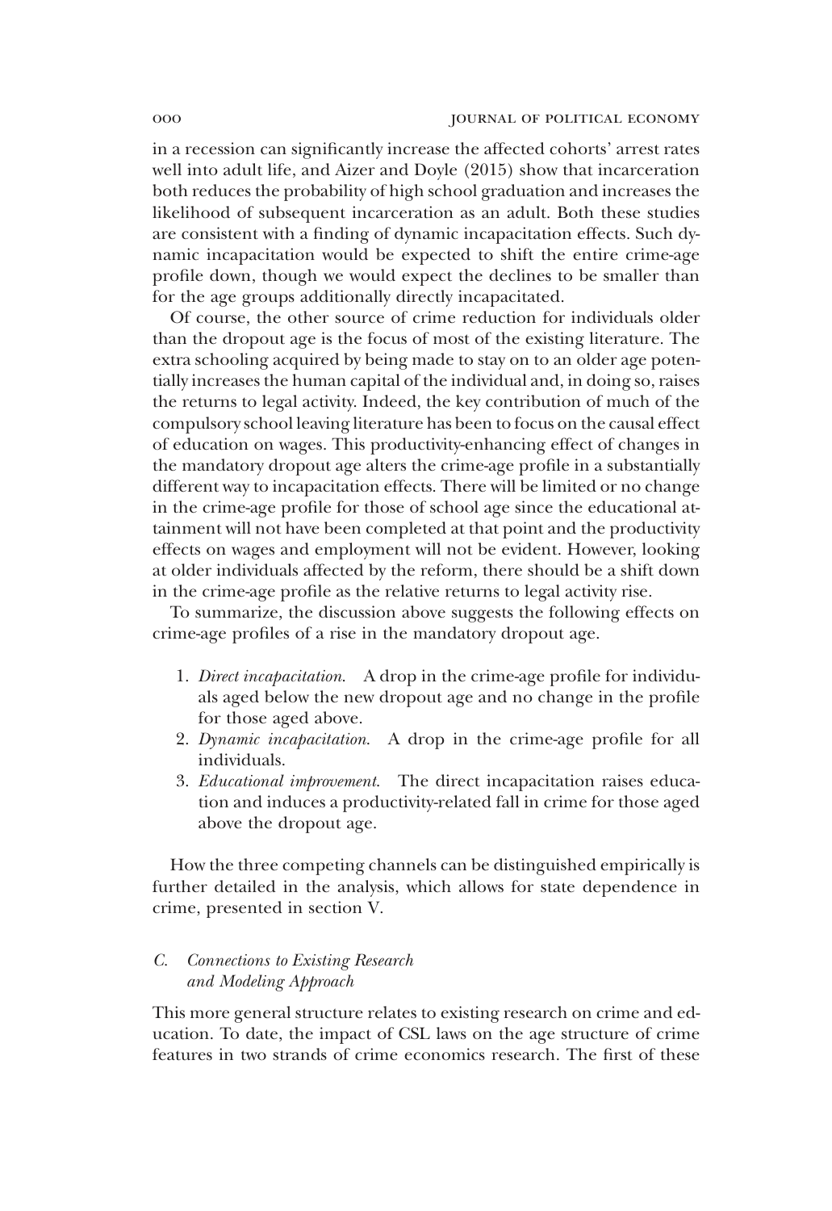in a recession can significantly increase the affected cohorts' arrest rates well into adult life, and Aizer and Doyle (2015) show that incarceration both reduces the probability of high school graduation and increases the likelihood of subsequent incarceration as an adult. Both these studies are consistent with a finding of dynamic incapacitation effects. Such dynamic incapacitation would be expected to shift the entire crime-age profile down, though we would expect the declines to be smaller than for the age groups additionally directly incapacitated.

Of course, the other source of crime reduction for individuals older than the dropout age is the focus of most of the existing literature. The extra schooling acquired by being made to stay on to an older age potentially increases the human capital of the individual and, in doing so, raises the returns to legal activity. Indeed, the key contribution of much of the compulsory school leaving literature has been to focus on the causal effect of education on wages. This productivity-enhancing effect of changes in the mandatory dropout age alters the crime-age profile in a substantially different way to incapacitation effects. There will be limited or no change in the crime-age profile for those of school age since the educational attainment will not have been completed at that point and the productivity effects on wages and employment will not be evident. However, looking at older individuals affected by the reform, there should be a shift down in the crime-age profile as the relative returns to legal activity rise.

To summarize, the discussion above suggests the following effects on crime-age profiles of a rise in the mandatory dropout age.

1. *Direct incapacitation.* A drop in the crime-age profile for individuals aged below the new dropout age and no change in the profile for those aged above.
2. *Dynamic incapacitation.* A drop in the crime-age profile for all individuals.
3. *Educational improvement.* The direct incapacitation raises education and induces a productivity-related fall in crime for those aged above the dropout age.

How the three competing channels can be distinguished empirically is further detailed in the analysis, which allows for state dependence in crime, presented in section V.

### C. Connections to Existing Research and Modeling Approach

This more general structure relates to existing research on crime and education. To date, the impact of CSL laws on the age structure of crime features in two strands of crime economics research. The first of these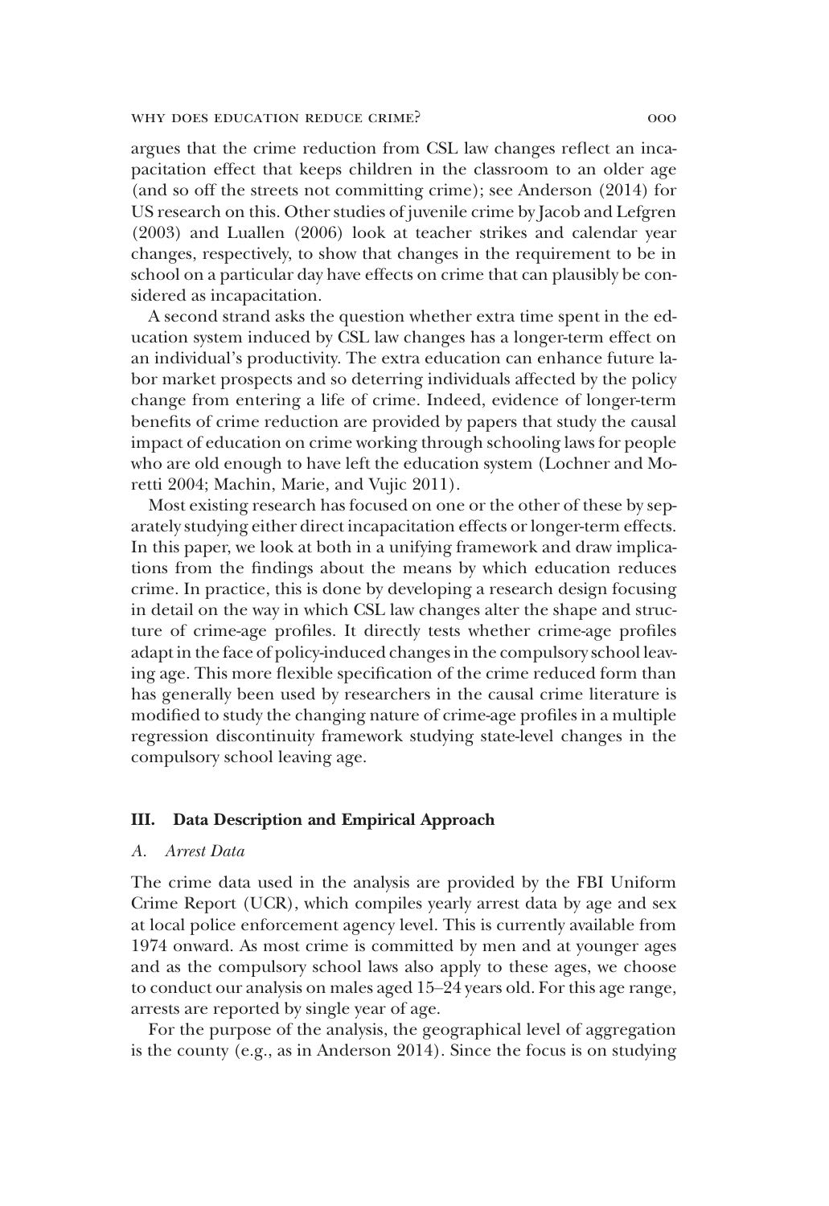argues that the crime reduction from CSL law changes reflect an incapacitation effect that keeps children in the classroom to an older age (and so off the streets not committing crime); see Anderson (2014) for US research on this. Other studies of juvenile crime by Jacob and Lefgren (2003) and Luallen (2006) look at teacher strikes and calendar year changes, respectively, to show that changes in the requirement to be in school on a particular day have effects on crime that can plausibly be considered as incapacitation.

A second strand asks the question whether extra time spent in the education system induced by CSL law changes has a longer-term effect on an individual's productivity. The extra education can enhance future labor market prospects and so deterring individuals affected by the policy change from entering a life of crime. Indeed, evidence of longer-term benefits of crime reduction are provided by papers that study the causal impact of education on crime working through schooling laws for people who are old enough to have left the education system (Lochner and Moretti 2004; Machin, Marie, and Vujic 2011).

Most existing research has focused on one or the other of these by separately studying either direct incapacitation effects or longer-term effects. In this paper, we look at both in a unifying framework and draw implications from the findings about the means by which education reduces crime. In practice, this is done by developing a research design focusing in detail on the way in which CSL law changes alter the shape and structure of crime-age profiles. It directly tests whether crime-age profiles adapt in the face of policy-induced changes in the compulsory school leaving age. This more flexible specification of the crime reduced form than has generally been used by researchers in the causal crime literature is modified to study the changing nature of crime-age profiles in a multiple regression discontinuity framework studying state-level changes in the compulsory school leaving age.

## III. Data Description and Empirical Approach

### A. Arrest Data

The crime data used in the analysis are provided by the FBI Uniform Crime Report (UCR), which compiles yearly arrest data by age and sex at local police enforcement agency level. This is currently available from 1974 onward. As most crime is committed by men and at younger ages and as the compulsory school laws also apply to these ages, we choose to conduct our analysis on males aged 15–24 years old. For this age range, arrests are reported by single year of age.

For the purpose of the analysis, the geographical level of aggregation is the county (e.g., as in Anderson 2014). Since the focus is on studying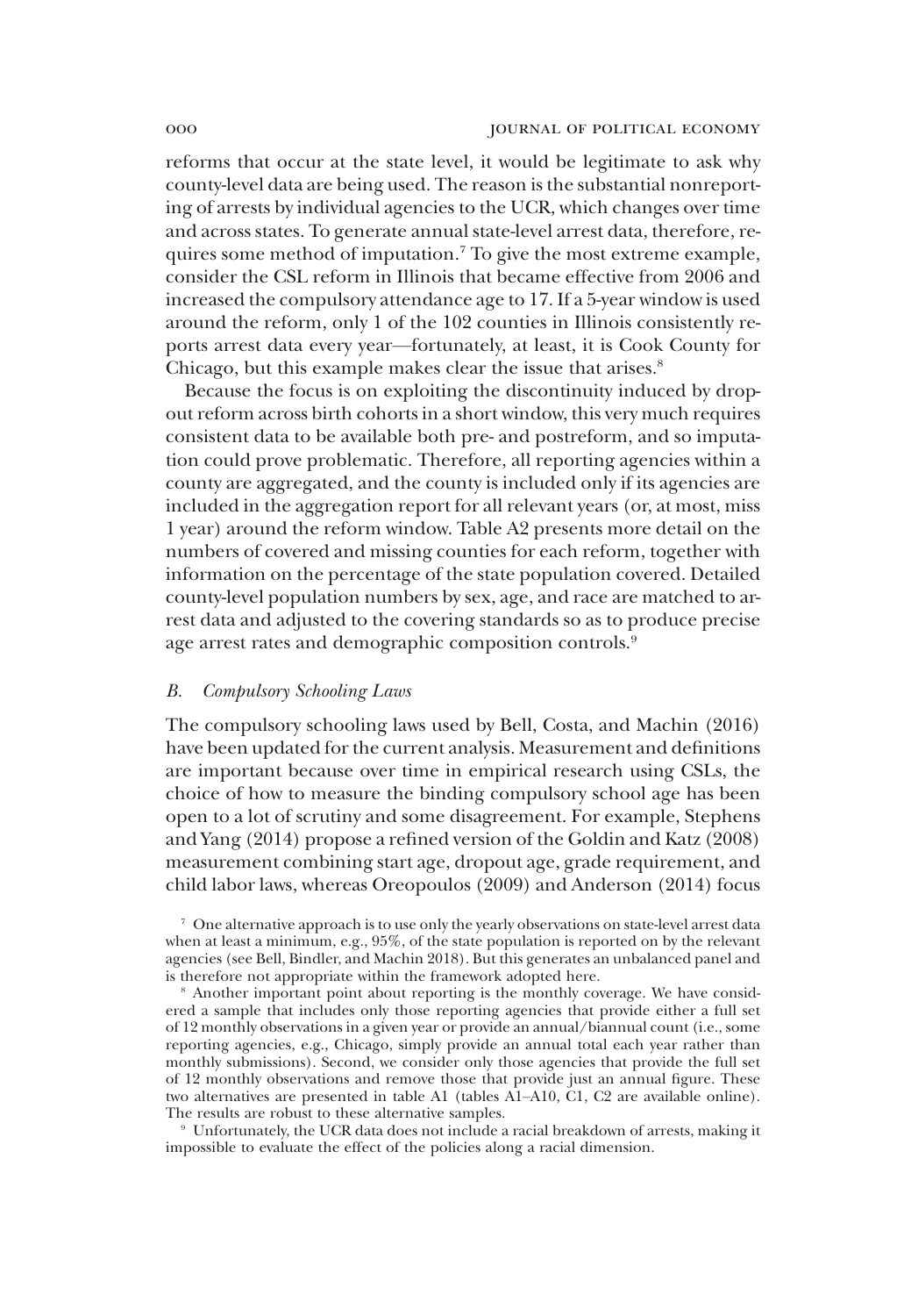reforms that occur at the state level, it would be legitimate to ask why county-level data are being used. The reason is the substantial nonreporting of arrests by individual agencies to the UCR, which changes over time and across states. To generate annual state-level arrest data, therefore, requires some method of imputation.[7] To give the most extreme example, consider the CSL reform in Illinois that became effective from 2006 and increased the compulsory attendance age to 17. If a 5-year window is used around the reform, only 1 of the 102 counties in Illinois consistently reports arrest data every year—fortunately, at least, it is Cook County for Chicago, but this example makes clear the issue that arises.[8]

Because the focus is on exploiting the discontinuity induced by dropout reform across birth cohorts in a short window, this very much requires consistent data to be available both pre- and postreform, and so imputation could prove problematic. Therefore, all reporting agencies within a county are aggregated, and the county is included only if its agencies are included in the aggregation report for all relevant years (or, at most, miss 1 year) around the reform window. Table A2 presents more detail on the numbers of covered and missing counties for each reform, together with information on the percentage of the state population covered. Detailed county-level population numbers by sex, age, and race are matched to arrest data and adjusted to the covering standards so as to produce precise age arrest rates and demographic composition controls.[9]

### *B. Compulsory Schooling Laws*

The compulsory schooling laws used by Bell, Costa, and Machin (2016) have been updated for the current analysis. Measurement and definitions are important because over time in empirical research using CSLs, the choice of how to measure the binding compulsory school age has been open to a lot of scrutiny and some disagreement. For example, Stephens and Yang (2014) propose a refined version of the Goldin and Katz (2008) measurement combining start age, dropout age, grade requirement, and child labor laws, whereas Oreopoulos (2009) and Anderson (2014) focus

[7] One alternative approach is to use only the yearly observations on state-level arrest data when at least a minimum, e.g., 95%, of the state population is reported on by the relevant agencies (see Bell, Bindler, and Machin 2018). But this generates an unbalanced panel and is therefore not appropriate within the framework adopted here.

[8] Another important point about reporting is the monthly coverage. We have considered a sample that includes only those reporting agencies that provide either a full set of 12 monthly observations in a given year or provide an annual/biannual count (i.e., some reporting agencies, e.g., Chicago, simply provide an annual total each year rather than monthly submissions). Second, we consider only those agencies that provide the full set of 12 monthly observations and remove those that provide just an annual figure. These two alternatives are presented in table A1 (tables A1–A10, C1, C2 are available online). The results are robust to these alternative samples.

[9] Unfortunately, the UCR data does not include a racial breakdown of arrests, making it impossible to evaluate the effect of the policies along a racial dimension.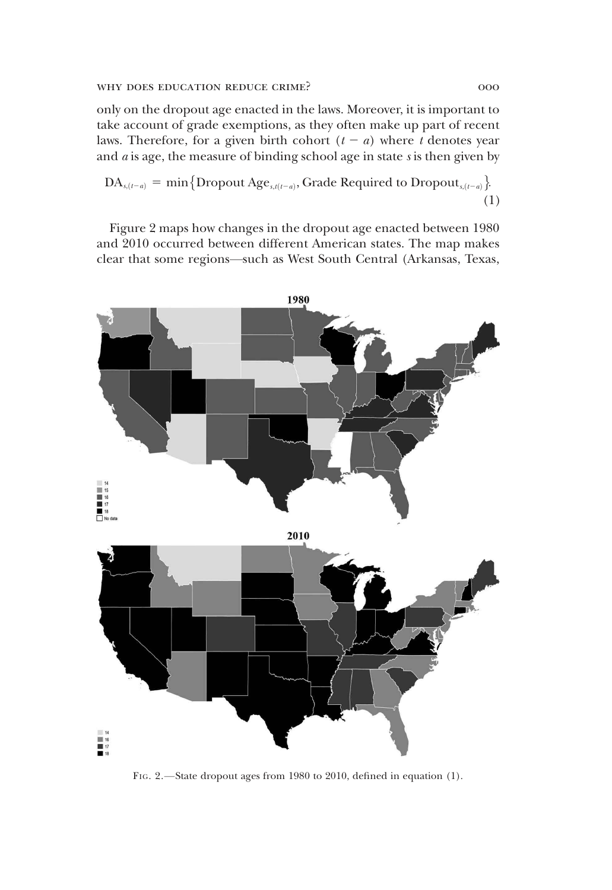only on the dropout age enacted in the laws. Moreover, it is important to take account of grade exemptions, as they often make up part of recent laws. Therefore, for a given birth cohort $(t - a)$ where $t$ denotes year and $a$ is age, the measure of binding school age in state $s$ is then given by

$$\text{DA}_{s,(t-a)} = \min\{\text{Dropout Age}_{s,t(t-a)}, \text{Grade Required to Dropout}_{s,(t-a)}\}. \quad (1)$$

Figure 2 maps how changes in the dropout age enacted between 1980 and 2010 occurred between different American states. The map makes clear that some regions—such as West South Central (Arkansas, Texas,

Fig. 2.—State dropout ages from 1980 to 2010, defined in equation (1).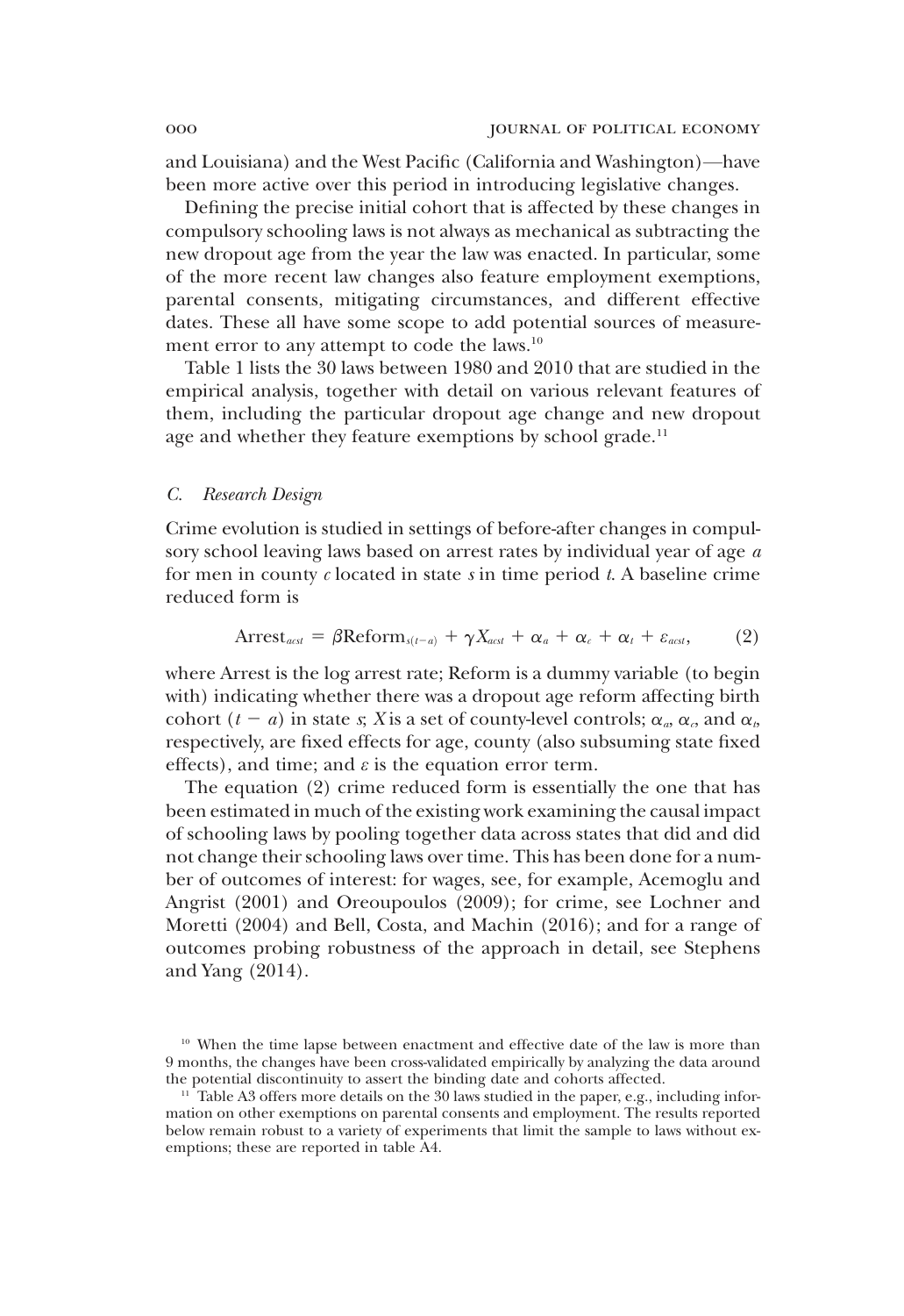and Louisiana) and the West Pacific (California and Washington)—have been more active over this period in introducing legislative changes.

Defining the precise initial cohort that is affected by these changes in compulsory schooling laws is not always as mechanical as subtracting the new dropout age from the year the law was enacted. In particular, some of the more recent law changes also feature employment exemptions, parental consents, mitigating circumstances, and different effective dates. These all have some scope to add potential sources of measurement error to any attempt to code the laws.[10]

Table 1 lists the 30 laws between 1980 and 2010 that are studied in the empirical analysis, together with detail on various relevant features of them, including the particular dropout age change and new dropout age and whether they feature exemptions by school grade.[11]

### *C. Research Design*

Crime evolution is studied in settings of before-after changes in compulsory school leaving laws based on arrest rates by individual year of age $a$ for men in county $c$ located in state $s$ in time period $t$. A baseline crime reduced form is

$$\text{Arrest}_{acst} = \beta \text{Reform}_{s(t-a)} + \gamma X_{acst} + \alpha_a + \alpha_c + \alpha_t + \varepsilon_{acst}, \tag{2}$$

where Arrest is the log arrest rate; Reform is a dummy variable (to begin with) indicating whether there was a dropout age reform affecting birth cohort $(t - a)$ in state $s$; $X$ is a set of county-level controls; $\alpha_a$, $\alpha_c$, and $\alpha_t$, respectively, are fixed effects for age, county (also subsuming state fixed effects), and time; and $\varepsilon$ is the equation error term.

The equation (2) crime reduced form is essentially the one that has been estimated in much of the existing work examining the causal impact of schooling laws by pooling together data across states that did and did not change their schooling laws over time. This has been done for a number of outcomes of interest: for wages, see, for example, Acemoglu and Angrist (2001) and Oreoupoulos (2009); for crime, see Lochner and Moretti (2004) and Bell, Costa, and Machin (2016); and for a range of outcomes probing robustness of the approach in detail, see Stephens and Yang (2014).

[10] When the time lapse between enactment and effective date of the law is more than 9 months, the changes have been cross-validated empirically by analyzing the data around the potential discontinuity to assert the binding date and cohorts affected.

[11] Table A3 offers more details on the 30 laws studied in the paper, e.g., including information on other exemptions on parental consents and employment. The results reported below remain robust to a variety of experiments that limit the sample to laws without exemptions; these are reported in table A4.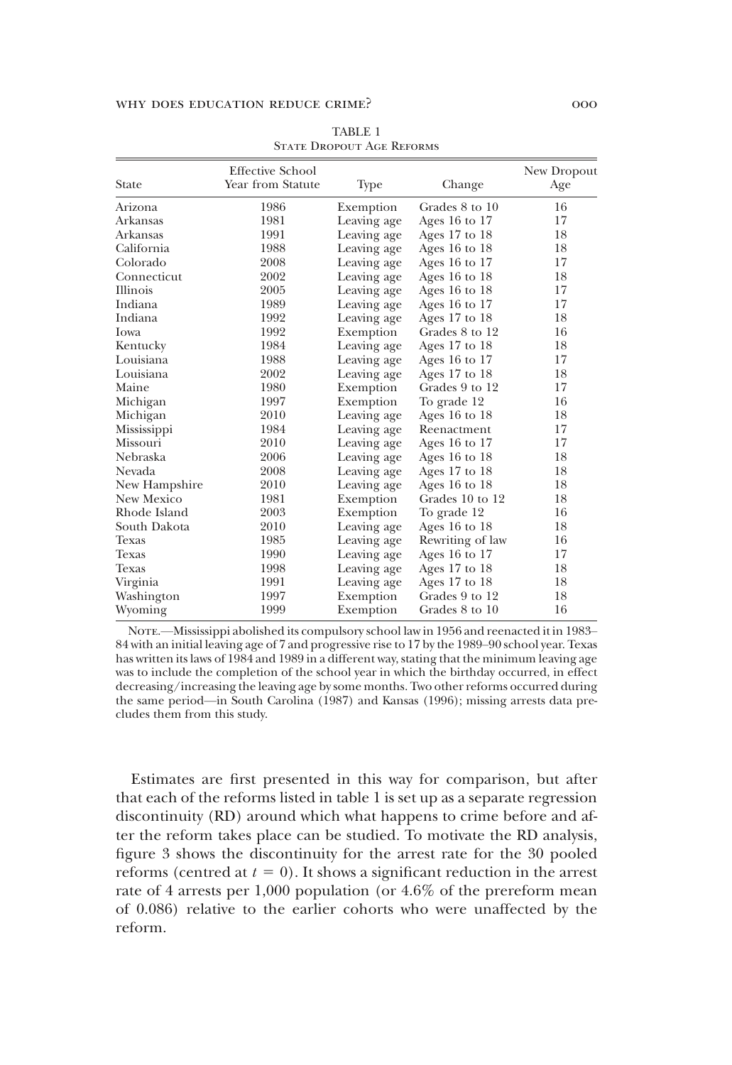TABLE 1
State Dropout Age Reforms

| State | Effective School Year from Statute | Type | Change | New Dropout Age |
|---|---|---|---|---|
| Arizona | 1986 | Exemption | Grades 8 to 10 | 16 |
| Arkansas | 1981 | Leaving age | Ages 16 to 17 | 17 |
| Arkansas | 1991 | Leaving age | Ages 17 to 18 | 18 |
| California | 1988 | Leaving age | Ages 16 to 18 | 18 |
| Colorado | 2008 | Leaving age | Ages 16 to 17 | 17 |
| Connecticut | 2002 | Leaving age | Ages 16 to 18 | 18 |
| Illinois | 2005 | Leaving age | Ages 16 to 18 | 17 |
| Indiana | 1989 | Leaving age | Ages 16 to 17 | 17 |
| Indiana | 1992 | Leaving age | Ages 17 to 18 | 18 |
| Iowa | 1992 | Exemption | Grades 8 to 12 | 16 |
| Kentucky | 1984 | Leaving age | Ages 17 to 18 | 18 |
| Louisiana | 1988 | Leaving age | Ages 16 to 17 | 17 |
| Louisiana | 2002 | Leaving age | Ages 17 to 18 | 18 |
| Maine | 1980 | Exemption | Grades 9 to 12 | 17 |
| Michigan | 1997 | Exemption | To grade 12 | 16 |
| Michigan | 2010 | Leaving age | Ages 16 to 18 | 18 |
| Mississippi | 1984 | Leaving age | Reenactment | 17 |
| Missouri | 2010 | Leaving age | Ages 16 to 17 | 17 |
| Nebraska | 2006 | Leaving age | Ages 16 to 18 | 18 |
| Nevada | 2008 | Leaving age | Ages 17 to 18 | 18 |
| New Hampshire | 2010 | Leaving age | Ages 16 to 18 | 18 |
| New Mexico | 1981 | Exemption | Grades 10 to 12 | 18 |
| Rhode Island | 2003 | Exemption | To grade 12 | 16 |
| South Dakota | 2010 | Leaving age | Ages 16 to 18 | 18 |
| Texas | 1985 | Leaving age | Rewriting of law | 16 |
| Texas | 1990 | Leaving age | Ages 16 to 17 | 17 |
| Texas | 1998 | Leaving age | Ages 17 to 18 | 18 |
| Virginia | 1991 | Leaving age | Ages 17 to 18 | 18 |
| Washington | 1997 | Exemption | Grades 9 to 12 | 18 |
| Wyoming | 1999 | Exemption | Grades 8 to 10 | 16 |

Note.—Mississippi abolished its compulsory school law in 1956 and reenacted it in 1983–84 with an initial leaving age of 7 and progressive rise to 17 by the 1989–90 school year. Texas has written its laws of 1984 and 1989 in a different way, stating that the minimum leaving age was to include the completion of the school year in which the birthday occurred, in effect decreasing/increasing the leaving age by some months. Two other reforms occurred during the same period—in South Carolina (1987) and Kansas (1996); missing arrests data precludes them from this study.

Estimates are first presented in this way for comparison, but after that each of the reforms listed in table 1 is set up as a separate regression discontinuity (RD) around which what happens to crime before and after the reform takes place can be studied. To motivate the RD analysis, figure 3 shows the discontinuity for the arrest rate for the 30 pooled reforms (centred at $t = 0$). It shows a significant reduction in the arrest rate of 4 arrests per 1,000 population (or 4.6% of the prereform mean of 0.086) relative to the earlier cohorts who were unaffected by the reform.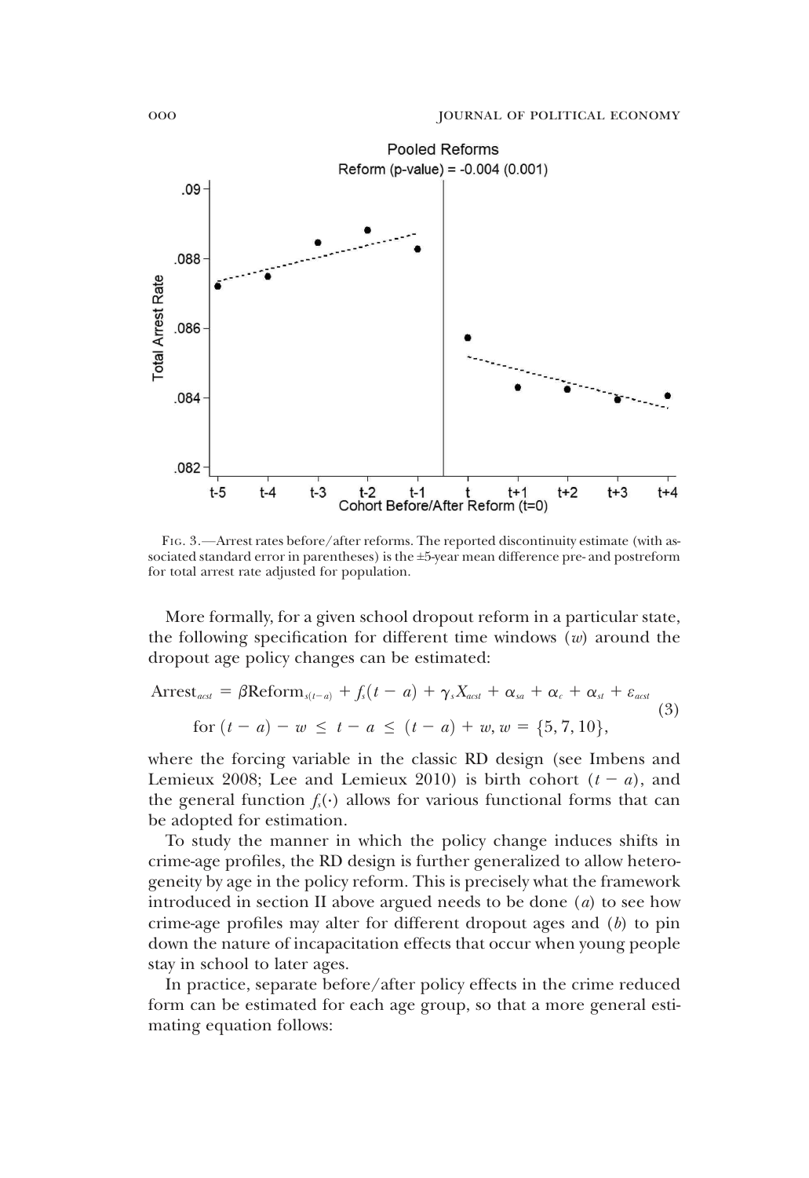Fig. 3.—Arrest rates before/after reforms. The reported discontinuity estimate (with associated standard error in parentheses) is the ±5-year mean difference pre- and postreform for total arrest rate adjusted for population.

More formally, for a given school dropout reform in a particular state, the following specification for different time windows ($w$) around the dropout age policy changes can be estimated:

$$\text{Arrest}_{acst} = \beta \text{Reform}_{s(t-a)} + f_s(t-a) + \gamma_s X_{acst} + \alpha_{sa} + \alpha_c + \alpha_{st} + \varepsilon_{acst}$$
$$\text{for } (t-a) - w \leq t - a \leq (t-a) + w, w = \{5, 7, 10\}, \tag{3}$$

where the forcing variable in the classic RD design (see Imbens and Lemieux 2008; Lee and Lemieux 2010) is birth cohort $(t - a)$, and the general function $f_s(\cdot)$ allows for various functional forms that can be adopted for estimation.

To study the manner in which the policy change induces shifts in crime-age profiles, the RD design is further generalized to allow heterogeneity by age in the policy reform. This is precisely what the framework introduced in section II above argued needs to be done (*a*) to see how crime-age profiles may alter for different dropout ages and (*b*) to pin down the nature of incapacitation effects that occur when young people stay in school to later ages.

In practice, separate before/after policy effects in the crime reduced form can be estimated for each age group, so that a more general estimating equation follows: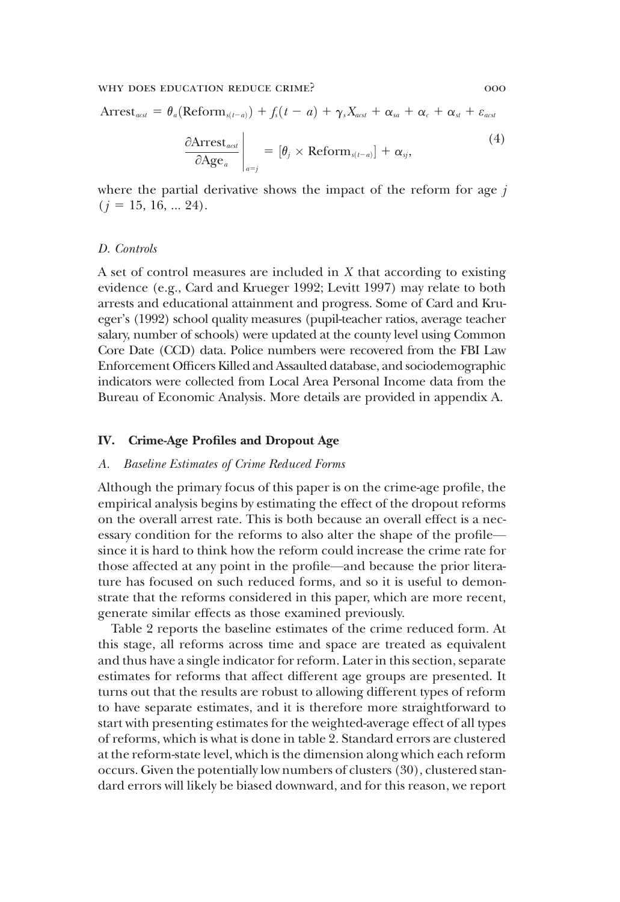$$\text{Arrest}_{acst} = \theta_a(\text{Reform}_{s(t-a)}) + f_s(t-a) + \gamma_s X_{acst} + \alpha_{sa} + \alpha_c + \alpha_{st} + \varepsilon_{acst}$$

$$\left.\frac{\partial \text{Arrest}_{acst}}{\partial \text{Age}_a}\right|_{a=j} = [\theta_j \times \text{Reform}_{s(t-a)}] + \alpha_{sj}, \tag{4}$$

where the partial derivative shows the impact of the reform for age $j$ ($j = 15, 16, \ldots 24$).

### D. Controls

A set of control measures are included in $X$ that according to existing evidence (e.g., Card and Krueger 1992; Levitt 1997) may relate to both arrests and educational attainment and progress. Some of Card and Krueger's (1992) school quality measures (pupil-teacher ratios, average teacher salary, number of schools) were updated at the county level using Common Core Date (CCD) data. Police numbers were recovered from the FBI Law Enforcement Officers Killed and Assaulted database, and sociodemographic indicators were collected from Local Area Personal Income data from the Bureau of Economic Analysis. More details are provided in appendix A.

## IV. Crime-Age Profiles and Dropout Age

### A. Baseline Estimates of Crime Reduced Forms

Although the primary focus of this paper is on the crime-age profile, the empirical analysis begins by estimating the effect of the dropout reforms on the overall arrest rate. This is both because an overall effect is a necessary condition for the reforms to also alter the shape of the profile—since it is hard to think how the reform could increase the crime rate for those affected at any point in the profile—and because the prior literature has focused on such reduced forms, and so it is useful to demonstrate that the reforms considered in this paper, which are more recent, generate similar effects as those examined previously.

Table 2 reports the baseline estimates of the crime reduced form. At this stage, all reforms across time and space are treated as equivalent and thus have a single indicator for reform. Later in this section, separate estimates for reforms that affect different age groups are presented. It turns out that the results are robust to allowing different types of reform to have separate estimates, and it is therefore more straightforward to start with presenting estimates for the weighted-average effect of all types of reforms, which is what is done in table 2. Standard errors are clustered at the reform-state level, which is the dimension along which each reform occurs. Given the potentially low numbers of clusters (30), clustered standard errors will likely be biased downward, and for this reason, we report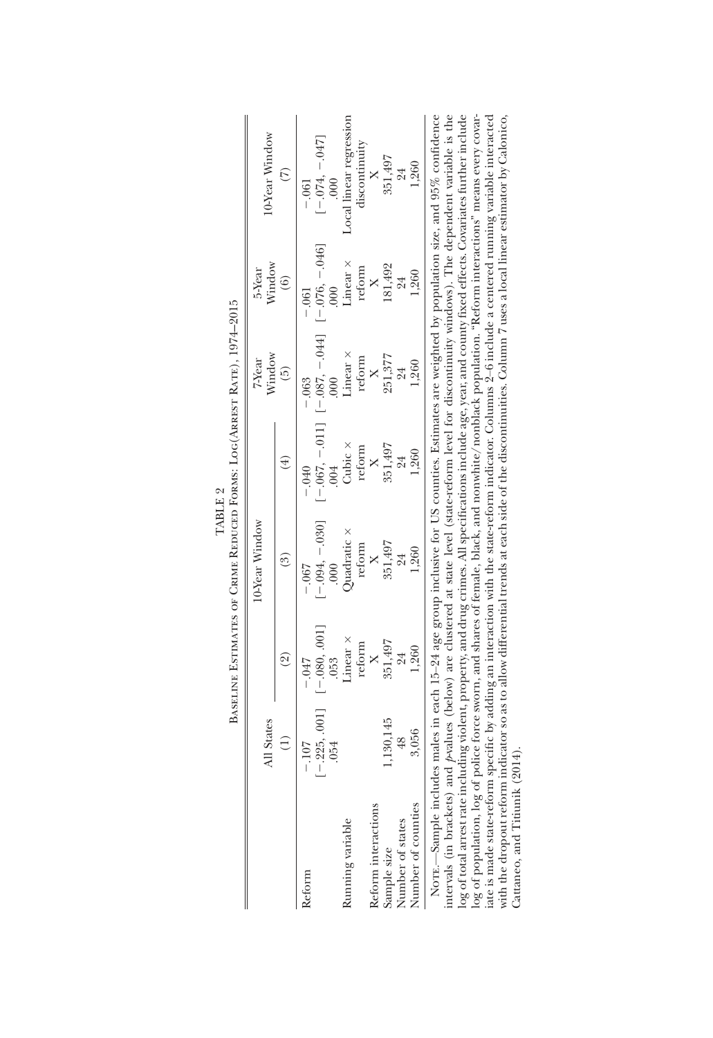TABLE 2

Baseline Estimates of Crime Reduced Forms: Log(Arrest Rate), 1974–2015

| | All States | 10-Year Window | | | 7-Year Window | 5-Year Window | 10-Year Window |
|---|---|---|---|---|---|---|---|
| | (1) | (2) | (3) | (4) | (5) | (6) | (7) |
| Reform | −.107 | −.047 | −.067 | −.040 | −.063 | −.061 | −.061 |
| | [−.225, .001] | [−.080, .001] | [−.094, −.030] | [−.067, −.011] | [−.087, −.044] | [−.076, −.046] | [−.074, −.047] |
| | .054 | .053 | .000 | .004 | .000 | .000 | .000 |
| Running variable | | Linear × reform | Quadratic × reform | Cubic × reform | Linear × reform | Linear × reform | Local linear regression discontinuity |
| Reform interactions | | X | X | X | X | X | X |
| Sample size | 1,130,145 | 351,497 | 351,497 | 351,497 | 251,377 | 181,492 | 351,497 |
| Number of states | 48 | 24 | 24 | 24 | 24 | 24 | 24 |
| Number of counties | 3,056 | 1,260 | 1,260 | 1,260 | 1,260 | 1,260 | 1,260 |

Note.—Sample includes males in each 15–24 age group inclusive for US counties. Estimates are weighted by population size, and 95% confidence intervals (in brackets) and *p*-values (below) are clustered at state level (state-reform level for discontinuity windows). The dependent variable is the log of total arrest rate including violent, property, and drug crimes. All specifications include age, year, and county fixed effects. Covariates further include log of population, log of police force sworn, and shares of female, black, and nonwhite/nonblack population. "Reform interactions" means every covariate is made state-reform specific by adding an interaction with the state-reform indicator. Columns 2–6 include a centered running variable interacted with the dropout reform indicator so as to allow differential trends at each side of the discontinuities. Column 7 uses a local linear estimator by Calonico, Cattaneo, and Titiunik (2014).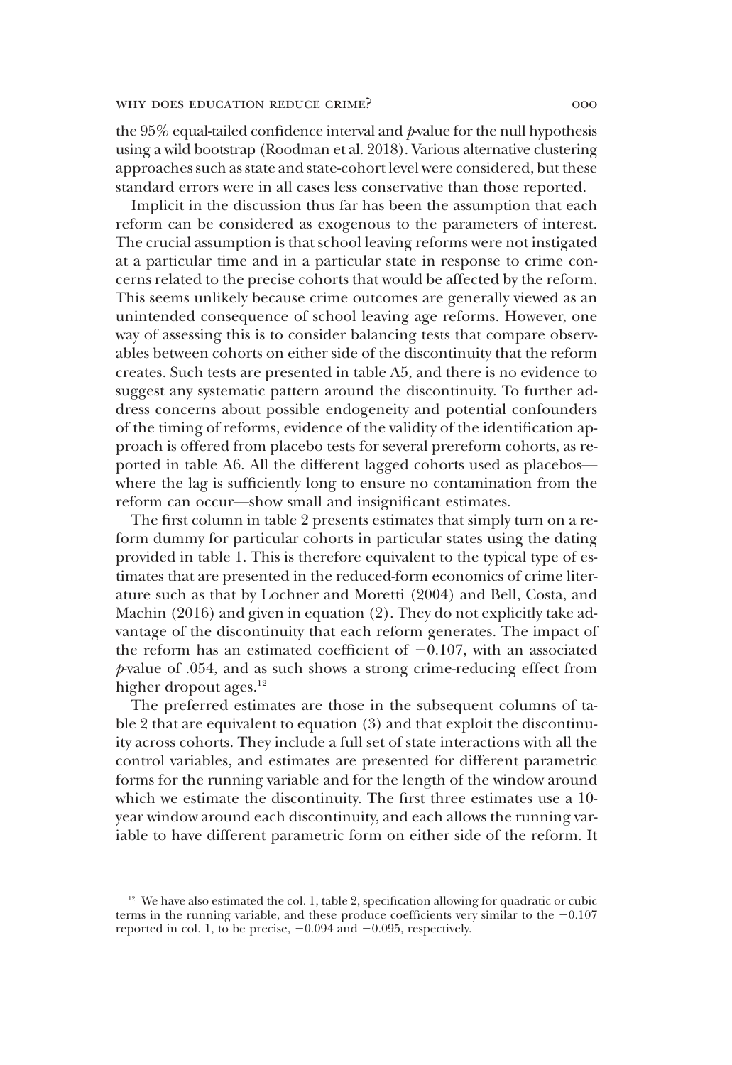the 95% equal-tailed confidence interval and *p*-value for the null hypothesis using a wild bootstrap (Roodman et al. 2018). Various alternative clustering approaches such as state and state-cohort level were considered, but these standard errors were in all cases less conservative than those reported.

Implicit in the discussion thus far has been the assumption that each reform can be considered as exogenous to the parameters of interest. The crucial assumption is that school leaving reforms were not instigated at a particular time and in a particular state in response to crime concerns related to the precise cohorts that would be affected by the reform. This seems unlikely because crime outcomes are generally viewed as an unintended consequence of school leaving age reforms. However, one way of assessing this is to consider balancing tests that compare observables between cohorts on either side of the discontinuity that the reform creates. Such tests are presented in table A5, and there is no evidence to suggest any systematic pattern around the discontinuity. To further address concerns about possible endogeneity and potential confounders of the timing of reforms, evidence of the validity of the identification approach is offered from placebo tests for several prereform cohorts, as reported in table A6. All the different lagged cohorts used as placebos—where the lag is sufficiently long to ensure no contamination from the reform can occur—show small and insignificant estimates.

The first column in table 2 presents estimates that simply turn on a reform dummy for particular cohorts in particular states using the dating provided in table 1. This is therefore equivalent to the typical type of estimates that are presented in the reduced-form economics of crime literature such as that by Lochner and Moretti (2004) and Bell, Costa, and Machin (2016) and given in equation (2). They do not explicitly take advantage of the discontinuity that each reform generates. The impact of the reform has an estimated coefficient of $-0.107$, with an associated *p*-value of .054, and as such shows a strong crime-reducing effect from higher dropout ages.[12]

The preferred estimates are those in the subsequent columns of table 2 that are equivalent to equation (3) and that exploit the discontinuity across cohorts. They include a full set of state interactions with all the control variables, and estimates are presented for different parametric forms for the running variable and for the length of the window around which we estimate the discontinuity. The first three estimates use a 10-year window around each discontinuity, and each allows the running variable to have different parametric form on either side of the reform. It

[12] We have also estimated the col. 1, table 2, specification allowing for quadratic or cubic terms in the running variable, and these produce coefficients very similar to the $-0.107$ reported in col. 1, to be precise, $-0.094$ and $-0.095$, respectively.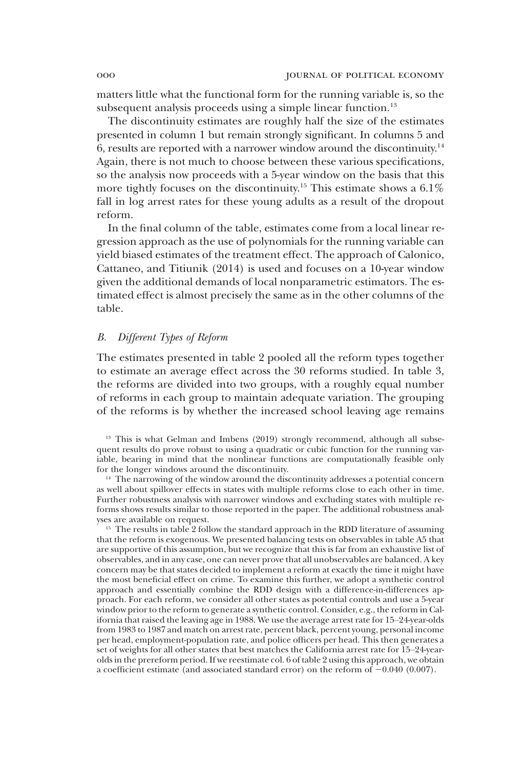matters little what the functional form for the running variable is, so the subsequent analysis proceeds using a simple linear function.[13]

The discontinuity estimates are roughly half the size of the estimates presented in column 1 but remain strongly significant. In columns 5 and 6, results are reported with a narrower window around the discontinuity.[14] Again, there is not much to choose between these various specifications, so the analysis now proceeds with a 5-year window on the basis that this more tightly focuses on the discontinuity.[15] This estimate shows a 6.1% fall in log arrest rates for these young adults as a result of the dropout reform.

In the final column of the table, estimates come from a local linear regression approach as the use of polynomials for the running variable can yield biased estimates of the treatment effect. The approach of Calonico, Cattaneo, and Titiunik (2014) is used and focuses on a 10-year window given the additional demands of local nonparametric estimators. The estimated effect is almost precisely the same as in the other columns of the table.

### *B. Different Types of Reform*

The estimates presented in table 2 pooled all the reform types together to estimate an average effect across the 30 reforms studied. In table 3, the reforms are divided into two groups, with a roughly equal number of reforms in each group to maintain adequate variation. The grouping of the reforms is by whether the increased school leaving age remains

[13] This is what Gelman and Imbens (2019) strongly recommend, although all subsequent results do prove robust to using a quadratic or cubic function for the running variable, bearing in mind that the nonlinear functions are computationally feasible only for the longer windows around the discontinuity.

[14] The narrowing of the window around the discontinuity addresses a potential concern as well about spillover effects in states with multiple reforms close to each other in time. Further robustness analysis with narrower windows and excluding states with multiple reforms shows results similar to those reported in the paper. The additional robustness analyses are available on request.

[15] The results in table 2 follow the standard approach in the RDD literature of assuming that the reform is exogenous. We presented balancing tests on observables in table A5 that are supportive of this assumption, but we recognize that this is far from an exhaustive list of observables, and in any case, one can never prove that all unobservables are balanced. A key concern may be that states decided to implement a reform at exactly the time it might have the most beneficial effect on crime. To examine this further, we adopt a synthetic control approach and essentially combine the RDD design with a difference-in-differences approach. For each reform, we consider all other states as potential controls and use a 5-year window prior to the reform to generate a synthetic control. Consider, e.g., the reform in California that raised the leaving age in 1988. We use the average arrest rate for 15–24-year-olds from 1983 to 1987 and match on arrest rate, percent black, percent young, personal income per head, employment-population rate, and police officers per head. This then generates a set of weights for all other states that best matches the California arrest rate for 15–24-year-olds in the prereform period. If we reestimate col. 6 of table 2 using this approach, we obtain a coefficient estimate (and associated standard error) on the reform of −0.040 (0.007).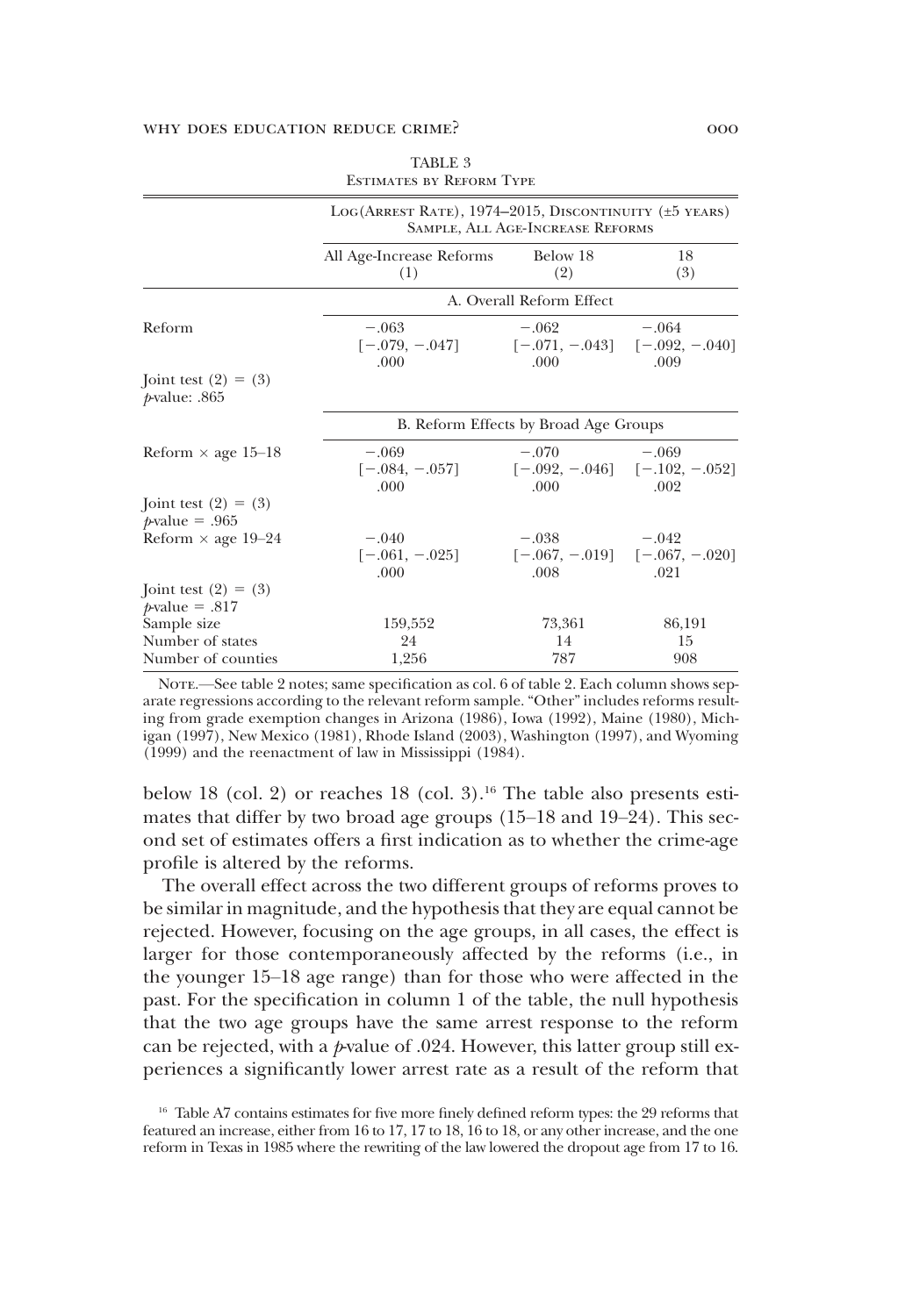TABLE 3

Estimates by Reform Type

| | Log(Arrest Rate), 1974–2015, Discontinuity (±5 years) Sample, All Age-Increase Reforms | | |
|---|---|---|---|
| | All Age-Increase Reforms (1) | Below 18 (2) | 18 (3) |
| | A. Overall Reform Effect | | |
| Reform | −.063 | −.062 | −.064 |
| | [−.079, −.047] | [−.071, −.043] | [−.092, −.040] |
| | .000 | .000 | .009 |
| Joint test (2) = (3) *p*-value: .865 | | | |
| | B. Reform Effects by Broad Age Groups | | |
| Reform × age 15–18 | −.069 | −.070 | −.069 |
| | [−.084, −.057] | [−.092, −.046] | [−.102, −.052] |
| | .000 | .000 | .002 |
| Joint test (2) = (3) *p*-value = .965 | | | |
| Reform × age 19–24 | −.040 | −.038 | −.042 |
| | [−.061, −.025] | [−.067, −.019] | [−.067, −.020] |
| | .000 | .008 | .021 |
| Joint test (2) = (3) *p*-value = .817 | | | |
| Sample size | 159,552 | 73,361 | 86,191 |
| Number of states | 24 | 14 | 15 |
| Number of counties | 1,256 | 787 | 908 |

Note.—See table 2 notes; same specification as col. 6 of table 2. Each column shows separate regressions according to the relevant reform sample. "Other" includes reforms resulting from grade exemption changes in Arizona (1986), Iowa (1992), Maine (1980), Michigan (1997), New Mexico (1981), Rhode Island (2003), Washington (1997), and Wyoming (1999) and the reenactment of law in Mississippi (1984).

below 18 (col. 2) or reaches 18 (col. 3).[16] The table also presents estimates that differ by two broad age groups (15–18 and 19–24). This second set of estimates offers a first indication as to whether the crime-age profile is altered by the reforms.

The overall effect across the two different groups of reforms proves to be similar in magnitude, and the hypothesis that they are equal cannot be rejected. However, focusing on the age groups, in all cases, the effect is larger for those contemporaneously affected by the reforms (i.e., in the younger 15–18 age range) than for those who were affected in the past. For the specification in column 1 of the table, the null hypothesis that the two age groups have the same arrest response to the reform can be rejected, with a *p*-value of .024. However, this latter group still experiences a significantly lower arrest rate as a result of the reform that

[16] Table A7 contains estimates for five more finely defined reform types: the 29 reforms that featured an increase, either from 16 to 17, 17 to 18, 16 to 18, or any other increase, and the one reform in Texas in 1985 where the rewriting of the law lowered the dropout age from 17 to 16.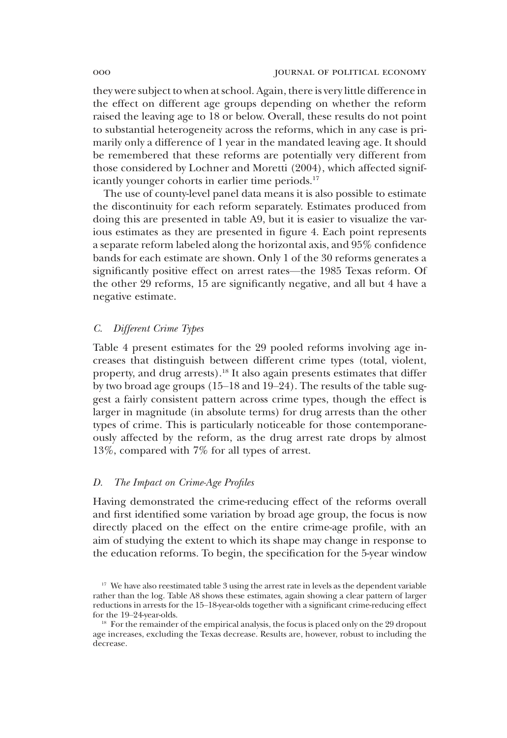they were subject to when at school. Again, there is very little difference in the effect on different age groups depending on whether the reform raised the leaving age to 18 or below. Overall, these results do not point to substantial heterogeneity across the reforms, which in any case is primarily only a difference of 1 year in the mandated leaving age. It should be remembered that these reforms are potentially very different from those considered by Lochner and Moretti (2004), which affected significantly younger cohorts in earlier time periods.[17]

The use of county-level panel data means it is also possible to estimate the discontinuity for each reform separately. Estimates produced from doing this are presented in table A9, but it is easier to visualize the various estimates as they are presented in figure 4. Each point represents a separate reform labeled along the horizontal axis, and 95% confidence bands for each estimate are shown. Only 1 of the 30 reforms generates a significantly positive effect on arrest rates—the 1985 Texas reform. Of the other 29 reforms, 15 are significantly negative, and all but 4 have a negative estimate.

### *C. Different Crime Types*

Table 4 present estimates for the 29 pooled reforms involving age increases that distinguish between different crime types (total, violent, property, and drug arrests).[18] It also again presents estimates that differ by two broad age groups (15–18 and 19–24). The results of the table suggest a fairly consistent pattern across crime types, though the effect is larger in magnitude (in absolute terms) for drug arrests than the other types of crime. This is particularly noticeable for those contemporaneously affected by the reform, as the drug arrest rate drops by almost 13%, compared with 7% for all types of arrest.

### *D. The Impact on Crime-Age Profiles*

Having demonstrated the crime-reducing effect of the reforms overall and first identified some variation by broad age group, the focus is now directly placed on the effect on the entire crime-age profile, with an aim of studying the extent to which its shape may change in response to the education reforms. To begin, the specification for the 5-year window

[17] We have also reestimated table 3 using the arrest rate in levels as the dependent variable rather than the log. Table A8 shows these estimates, again showing a clear pattern of larger reductions in arrests for the 15–18-year-olds together with a significant crime-reducing effect for the 19–24-year-olds.

[18] For the remainder of the empirical analysis, the focus is placed only on the 29 dropout age increases, excluding the Texas decrease. Results are, however, robust to including the decrease.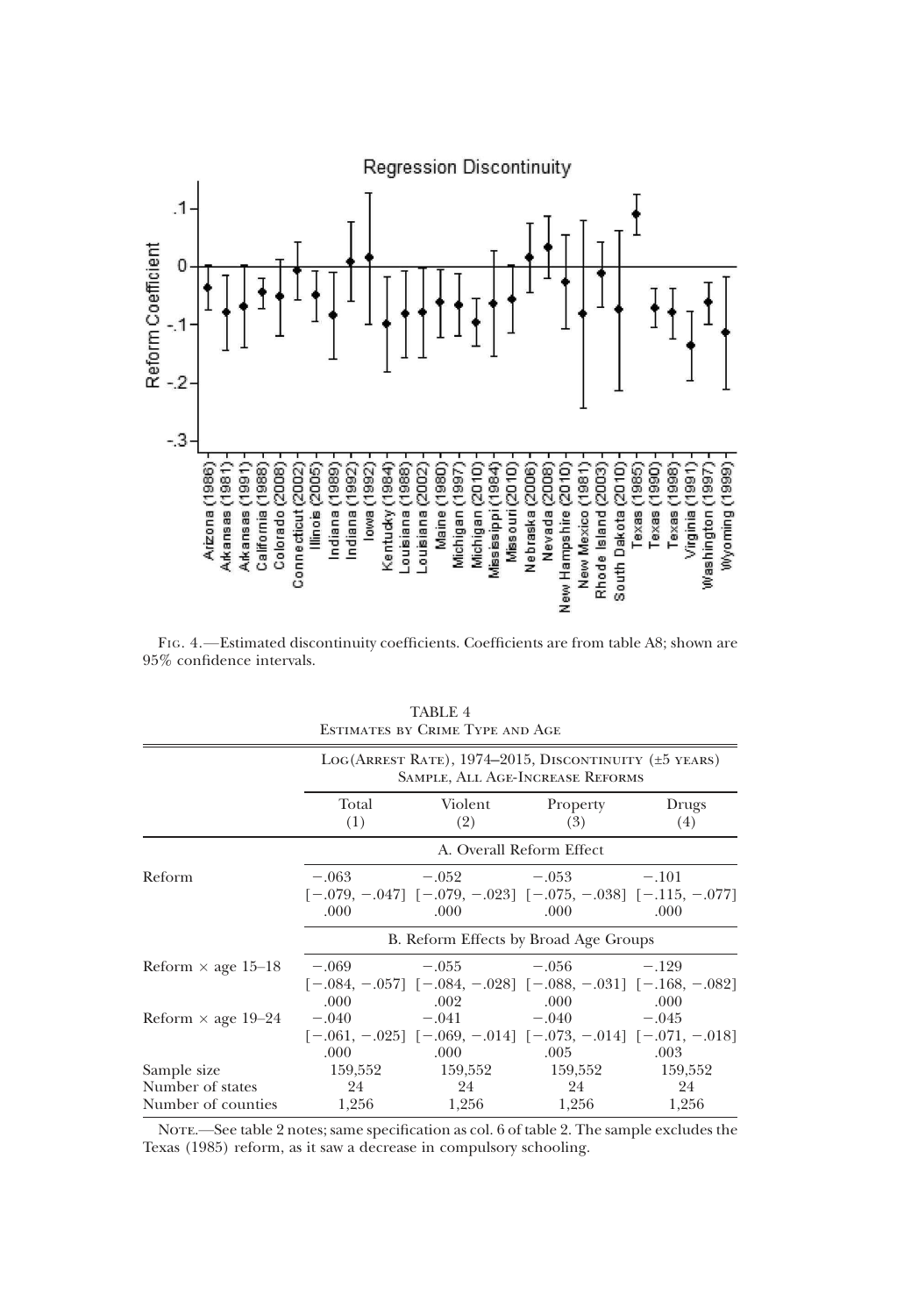Fig. 4.—Estimated discontinuity coefficients. Coefficients are from table A8; shown are 95% confidence intervals.

TABLE 4
Estimates by Crime Type and Age

| | Log(Arrest Rate), 1974–2015, Discontinuity (±5 years) Sample, All Age-Increase Reforms | | | |
|---|---|---|---|---|
| | Total (1) | Violent (2) | Property (3) | Drugs (4) |
| | A. Overall Reform Effect | | | |
| Reform | −.063 | −.052 | −.053 | −.101 |
| | [−.079, −.047] | [−.079, −.023] | [−.075, −.038] | [−.115, −.077] |
| | .000 | .000 | .000 | .000 |
| | B. Reform Effects by Broad Age Groups | | | |
| Reform × age 15–18 | −.069 | −.055 | −.056 | −.129 |
| | [−.084, −.057] | [−.084, −.028] | [−.088, −.031] | [−.168, −.082] |
| | .000 | .002 | .000 | .000 |
| Reform × age 19–24 | −.040 | −.041 | −.040 | −.045 |
| | [−.061, −.025] | [−.069, −.014] | [−.073, −.014] | [−.071, −.018] |
| | .000 | .000 | .005 | .003 |
| Sample size | 159,552 | 159,552 | 159,552 | 159,552 |
| Number of states | 24 | 24 | 24 | 24 |
| Number of counties | 1,256 | 1,256 | 1,256 | 1,256 |

Note.—See table 2 notes; same specification as col. 6 of table 2. The sample excludes the Texas (1985) reform, as it saw a decrease in compulsory schooling.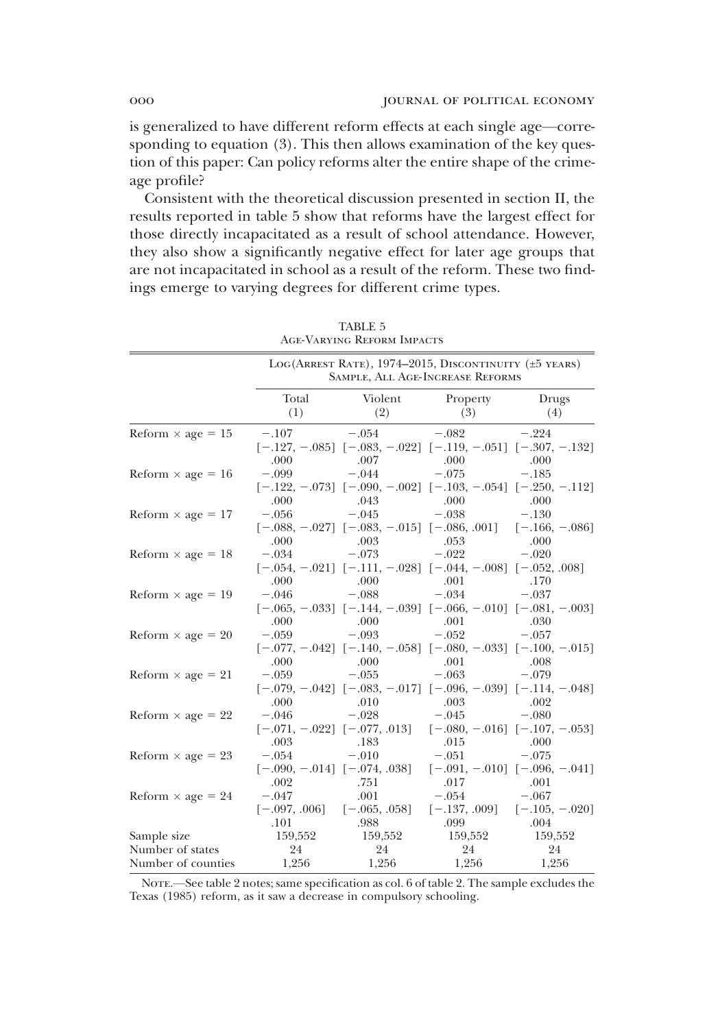is generalized to have different reform effects at each single age—corresponding to equation (3). This then allows examination of the key question of this paper: Can policy reforms alter the entire shape of the crime-age profile?

Consistent with the theoretical discussion presented in section II, the results reported in table 5 show that reforms have the largest effect for those directly incapacitated as a result of school attendance. However, they also show a significantly negative effect for later age groups that are not incapacitated in school as a result of the reform. These two findings emerge to varying degrees for different crime types.

TABLE 5
Age-Varying Reform Impacts

| | Log(Arrest Rate), 1974–2015, Discontinuity (±5 years) Sample, All Age-Increase Reforms | | | |
|---|---|---|---|---|
| | Total (1) | Violent (2) | Property (3) | Drugs (4) |
| Reform × age = 15 | −.107 | −.054 | −.082 | −.224 |
| | [−.127, −.085] | [−.083, −.022] | [−.119, −.051] | [−.307, −.132] |
| | .000 | .007 | .000 | .000 |
| Reform × age = 16 | −.099 | −.044 | −.075 | −.185 |
| | [−.122, −.073] | [−.090, −.002] | [−.103, −.054] | [−.250, −.112] |
| | .000 | .043 | .000 | .000 |
| Reform × age = 17 | −.056 | −.045 | −.038 | −.130 |
| | [−.088, −.027] | [−.083, −.015] | [−.086, .001] | [−.166, −.086] |
| | .000 | .003 | .053 | .000 |
| Reform × age = 18 | −.034 | −.073 | −.022 | −.020 |
| | [−.054, −.021] | [−.111, −.028] | [−.044, −.008] | [−.052, .008] |
| | .000 | .000 | .001 | .170 |
| Reform × age = 19 | −.046 | −.088 | −.034 | −.037 |
| | [−.065, −.033] | [−.144, −.039] | [−.066, −.010] | [−.081, −.003] |
| | .000 | .000 | .001 | .030 |
| Reform × age = 20 | −.059 | −.093 | −.052 | −.057 |
| | [−.077, −.042] | [−.140, −.058] | [−.080, −.033] | [−.100, −.015] |
| | .000 | .000 | .001 | .008 |
| Reform × age = 21 | −.059 | −.055 | −.063 | −.079 |
| | [−.079, −.042] | [−.083, −.017] | [−.096, −.039] | [−.114, −.048] |
| | .000 | .010 | .003 | .002 |
| Reform × age = 22 | −.046 | −.028 | −.045 | −.080 |
| | [−.071, −.022] | [−.077, .013] | [−.080, −.016] | [−.107, −.053] |
| | .003 | .183 | .015 | .000 |
| Reform × age = 23 | −.054 | −.010 | −.051 | −.075 |
| | [−.090, −.014] | [−.074, .038] | [−.091, −.010] | [−.096, −.041] |
| | .002 | .751 | .017 | .001 |
| Reform × age = 24 | −.047 | .001 | −.054 | −.067 |
| | [−.097, .006] | [−.065, .058] | [−.137, .009] | [−.105, −.020] |
| | .101 | .988 | .099 | .004 |
| Sample size | 159,552 | 159,552 | 159,552 | 159,552 |
| Number of states | 24 | 24 | 24 | 24 |
| Number of counties | 1,256 | 1,256 | 1,256 | 1,256 |

Note.—See table 2 notes; same specification as col. 6 of table 2. The sample excludes the Texas (1985) reform, as it saw a decrease in compulsory schooling.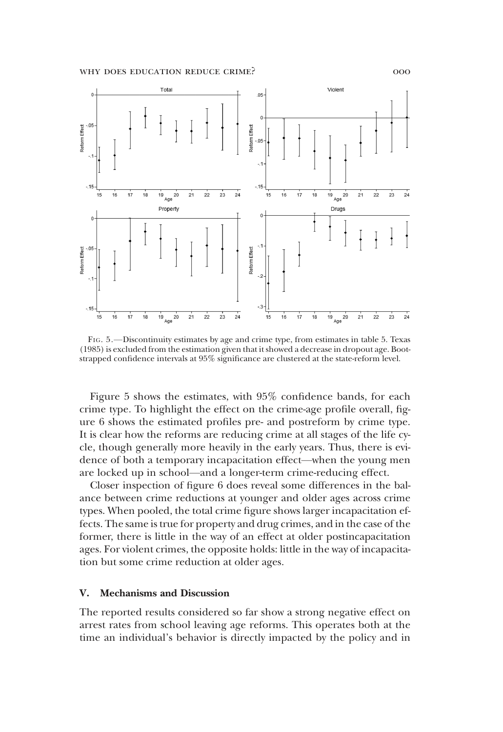Fig. 5.—Discontinuity estimates by age and crime type, from estimates in table 5. Texas (1985) is excluded from the estimation given that it showed a decrease in dropout age. Bootstrapped confidence intervals at 95% significance are clustered at the state-reform level.

Figure 5 shows the estimates, with 95% confidence bands, for each crime type. To highlight the effect on the crime-age profile overall, figure 6 shows the estimated profiles pre- and postreform by crime type. It is clear how the reforms are reducing crime at all stages of the life cycle, though generally more heavily in the early years. Thus, there is evidence of both a temporary incapacitation effect—when the young men are locked up in school—and a longer-term crime-reducing effect.

Closer inspection of figure 6 does reveal some differences in the balance between crime reductions at younger and older ages across crime types. When pooled, the total crime figure shows larger incapacitation effects. The same is true for property and drug crimes, and in the case of the former, there is little in the way of an effect at older postincapacitation ages. For violent crimes, the opposite holds: little in the way of incapacitation but some crime reduction at older ages.

## V. Mechanisms and Discussion

The reported results considered so far show a strong negative effect on arrest rates from school leaving age reforms. This operates both at the time an individual's behavior is directly impacted by the policy and in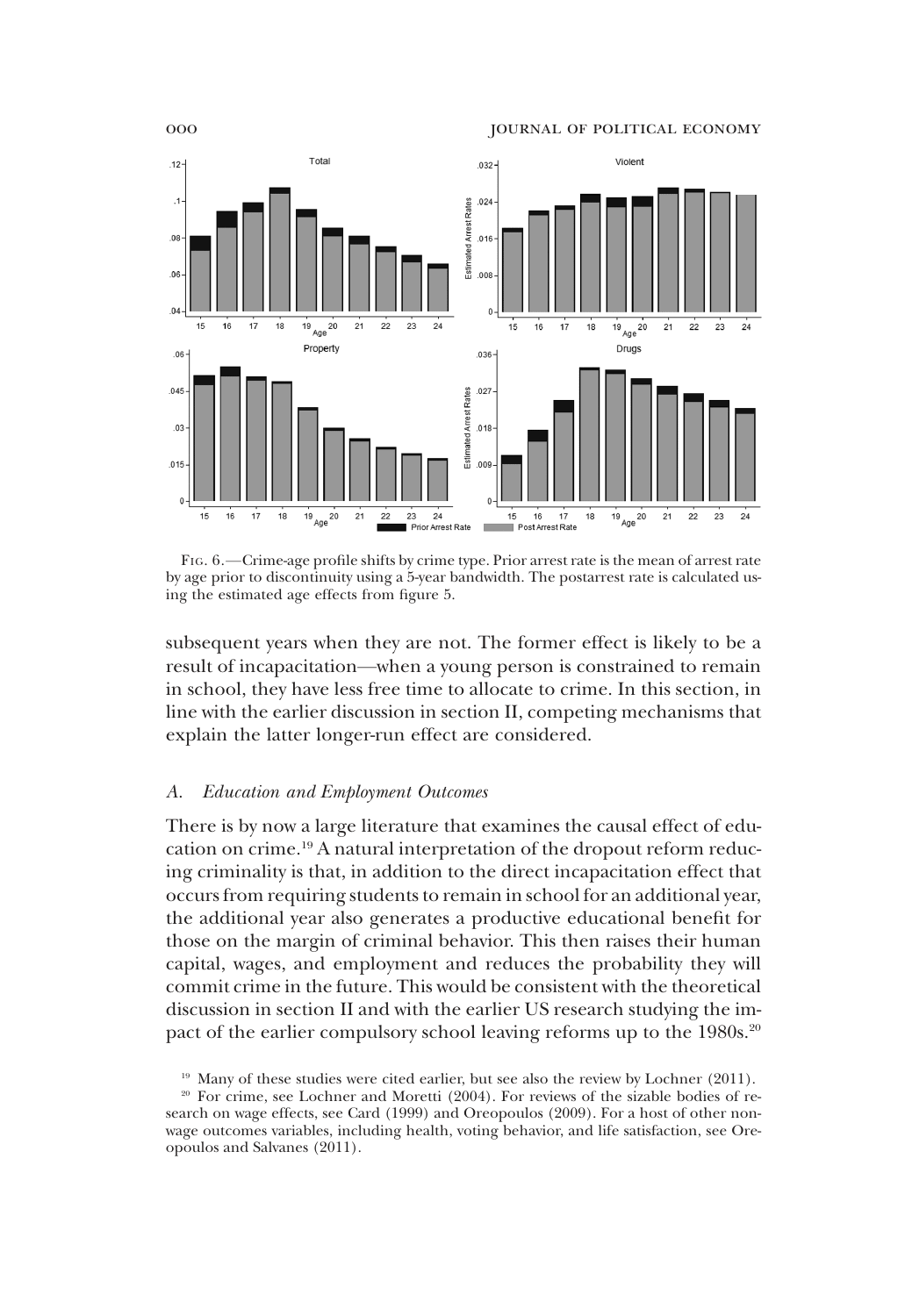Fig. 6.—Crime-age profile shifts by crime type. Prior arrest rate is the mean of arrest rate by age prior to discontinuity using a 5-year bandwidth. The postarrest rate is calculated using the estimated age effects from figure 5.

subsequent years when they are not. The former effect is likely to be a result of incapacitation—when a young person is constrained to remain in school, they have less free time to allocate to crime. In this section, in line with the earlier discussion in section II, competing mechanisms that explain the latter longer-run effect are considered.

### *A. Education and Employment Outcomes*

There is by now a large literature that examines the causal effect of education on crime.[19] A natural interpretation of the dropout reform reducing criminality is that, in addition to the direct incapacitation effect that occurs from requiring students to remain in school for an additional year, the additional year also generates a productive educational benefit for those on the margin of criminal behavior. This then raises their human capital, wages, and employment and reduces the probability they will commit crime in the future. This would be consistent with the theoretical discussion in section II and with the earlier US research studying the impact of the earlier compulsory school leaving reforms up to the 1980s.[20]

[19] Many of these studies were cited earlier, but see also the review by Lochner (2011).

[20] For crime, see Lochner and Moretti (2004). For reviews of the sizable bodies of research on wage effects, see Card (1999) and Oreopoulos (2009). For a host of other nonwage outcomes variables, including health, voting behavior, and life satisfaction, see Oreopoulos and Salvanes (2011).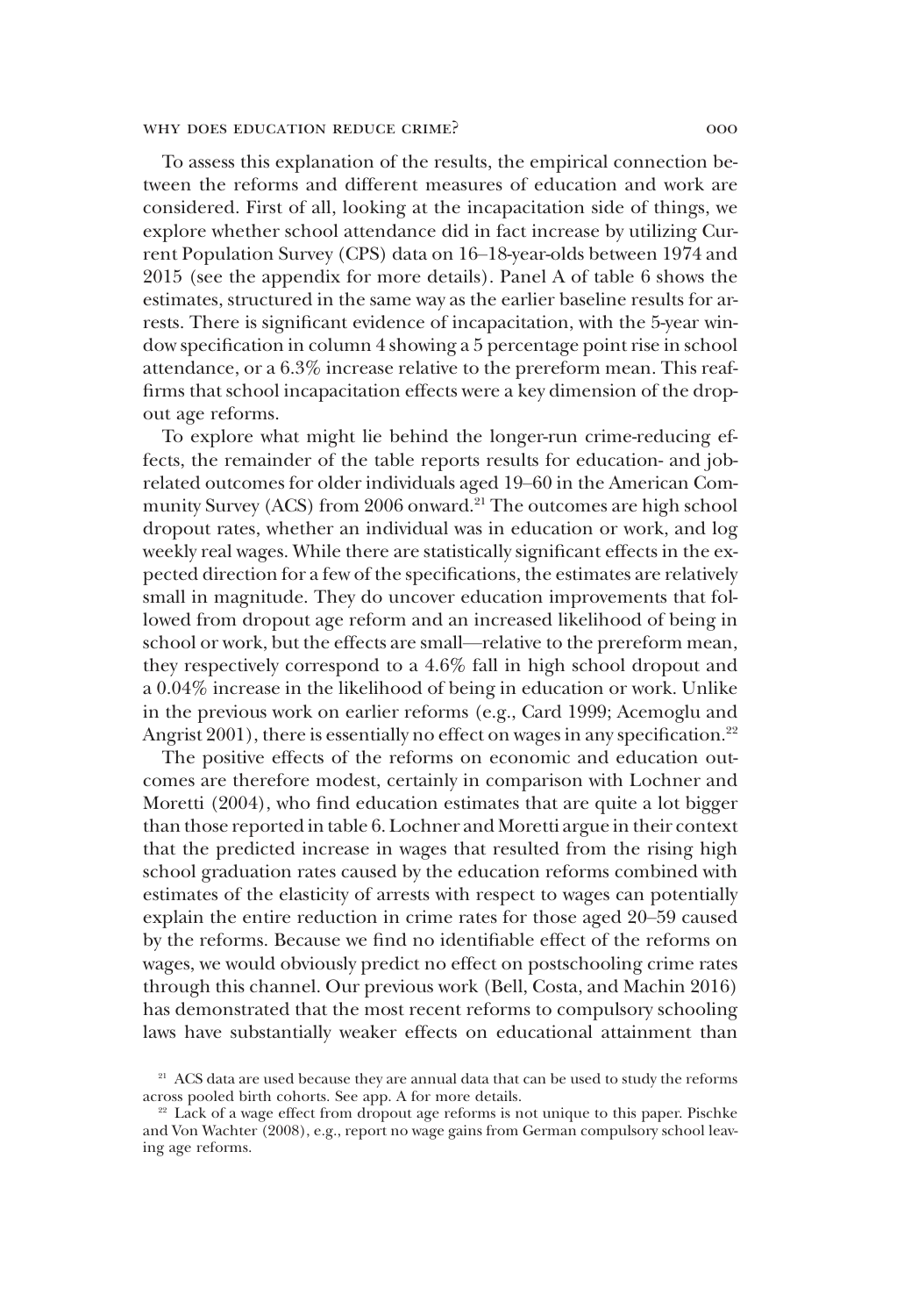To assess this explanation of the results, the empirical connection between the reforms and different measures of education and work are considered. First of all, looking at the incapacitation side of things, we explore whether school attendance did in fact increase by utilizing Current Population Survey (CPS) data on 16–18-year-olds between 1974 and 2015 (see the appendix for more details). Panel A of table 6 shows the estimates, structured in the same way as the earlier baseline results for arrests. There is significant evidence of incapacitation, with the 5-year window specification in column 4 showing a 5 percentage point rise in school attendance, or a 6.3% increase relative to the prereform mean. This reaffirms that school incapacitation effects were a key dimension of the dropout age reforms.

To explore what might lie behind the longer-run crime-reducing effects, the remainder of the table reports results for education- and job-related outcomes for older individuals aged 19–60 in the American Community Survey (ACS) from 2006 onward.[21] The outcomes are high school dropout rates, whether an individual was in education or work, and log weekly real wages. While there are statistically significant effects in the expected direction for a few of the specifications, the estimates are relatively small in magnitude. They do uncover education improvements that followed from dropout age reform and an increased likelihood of being in school or work, but the effects are small—relative to the prereform mean, they respectively correspond to a 4.6% fall in high school dropout and a 0.04% increase in the likelihood of being in education or work. Unlike in the previous work on earlier reforms (e.g., Card 1999; Acemoglu and Angrist 2001), there is essentially no effect on wages in any specification.[22]

The positive effects of the reforms on economic and education outcomes are therefore modest, certainly in comparison with Lochner and Moretti (2004), who find education estimates that are quite a lot bigger than those reported in table 6. Lochner and Moretti argue in their context that the predicted increase in wages that resulted from the rising high school graduation rates caused by the education reforms combined with estimates of the elasticity of arrests with respect to wages can potentially explain the entire reduction in crime rates for those aged 20–59 caused by the reforms. Because we find no identifiable effect of the reforms on wages, we would obviously predict no effect on postschooling crime rates through this channel. Our previous work (Bell, Costa, and Machin 2016) has demonstrated that the most recent reforms to compulsory schooling laws have substantially weaker effects on educational attainment than

[21] ACS data are used because they are annual data that can be used to study the reforms across pooled birth cohorts. See app. A for more details.

[22] Lack of a wage effect from dropout age reforms is not unique to this paper. Pischke and Von Wachter (2008), e.g., report no wage gains from German compulsory school leaving age reforms.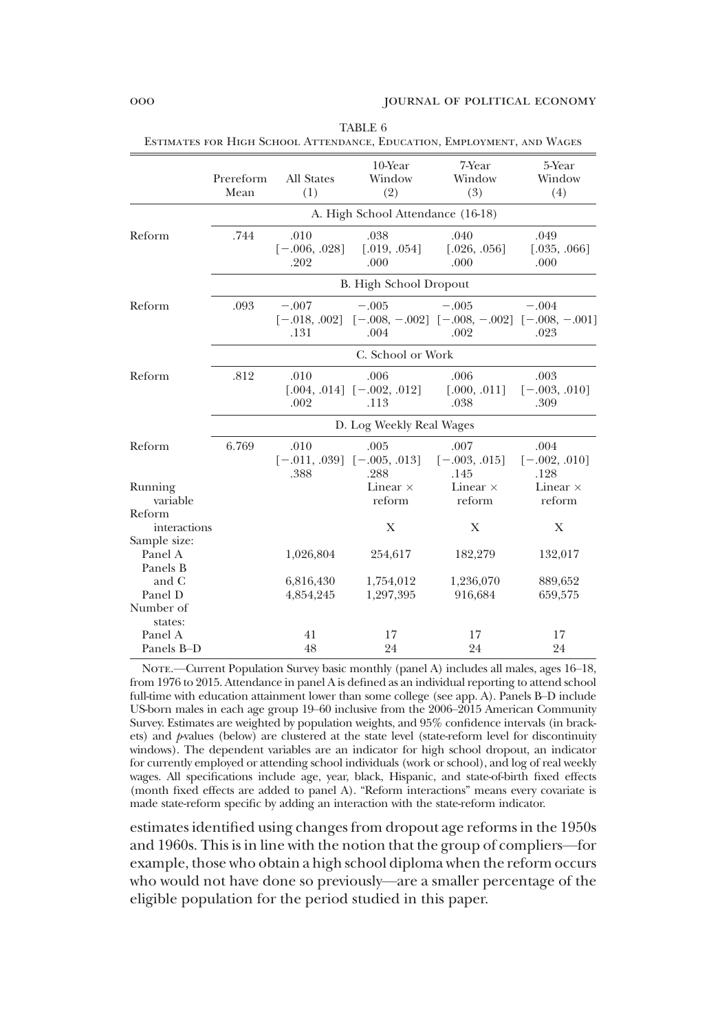TABLE 6

Estimates for High School Attendance, Education, Employment, and Wages

| | Prereform Mean | All States (1) | 10-Year Window (2) | 7-Year Window (3) | 5-Year Window (4) |
|---|---|---|---|---|---|
| | | A. High School Attendance (16-18) | | | |
| Reform | .744 | .010 | .038 | .040 | .049 |
| | | [−.006, .028] | [.019, .054] | [.026, .056] | [.035, .066] |
| | | .202 | .000 | .000 | .000 |
| | | B. High School Dropout | | | |
| Reform | .093 | −.007 | −.005 | −.005 | −.004 |
| | | [−.018, .002] | [−.008, −.002] | [−.008, −.002] | [−.008, −.001] |
| | | .131 | .004 | .002 | .023 |
| | | C. School or Work | | | |
| Reform | .812 | .010 | .006 | .006 | .003 |
| | | [.004, .014] | [−.002, .012] | [.000, .011] | [−.003, .010] |
| | | .002 | .113 | .038 | .309 |
| | | D. Log Weekly Real Wages | | | |
| Reform | 6.769 | .010 | .005 | .007 | .004 |
| | | [−.011, .039] | [−.005, .013] | [−.003, .015] | [−.002, .010] |
| | | .388 | .288 | .145 | .128 |
| Running variable | | | Linear × reform | Linear × reform | Linear × reform |
| Reform interactions | | | X | X | X |
| Sample size: | | | | | |
| Panel A | | 1,026,804 | 254,617 | 182,279 | 132,017 |
| Panels B and C | | 6,816,430 | 1,754,012 | 1,236,070 | 889,652 |
| Panel D | | 4,854,245 | 1,297,395 | 916,684 | 659,575 |
| Number of states: | | | | | |
| Panel A | | 41 | 17 | 17 | 17 |
| Panels B–D | | 48 | 24 | 24 | 24 |

Note.—Current Population Survey basic monthly (panel A) includes all males, ages 16–18, from 1976 to 2015. Attendance in panel A is defined as an individual reporting to attend school full-time with education attainment lower than some college (see app. A). Panels B–D include US-born males in each age group 19–60 inclusive from the 2006–2015 American Community Survey. Estimates are weighted by population weights, and 95% confidence intervals (in brackets) and *p*-values (below) are clustered at the state level (state-reform level for discontinuity windows). The dependent variables are an indicator for high school dropout, an indicator for currently employed or attending school individuals (work or school), and log of real weekly wages. All specifications include age, year, black, Hispanic, and state-of-birth fixed effects (month fixed effects are added to panel A). "Reform interactions" means every covariate is made state-reform specific by adding an interaction with the state-reform indicator.

estimates identified using changes from dropout age reforms in the 1950s and 1960s. This is in line with the notion that the group of compliers—for example, those who obtain a high school diploma when the reform occurs who would not have done so previously—are a smaller percentage of the eligible population for the period studied in this paper.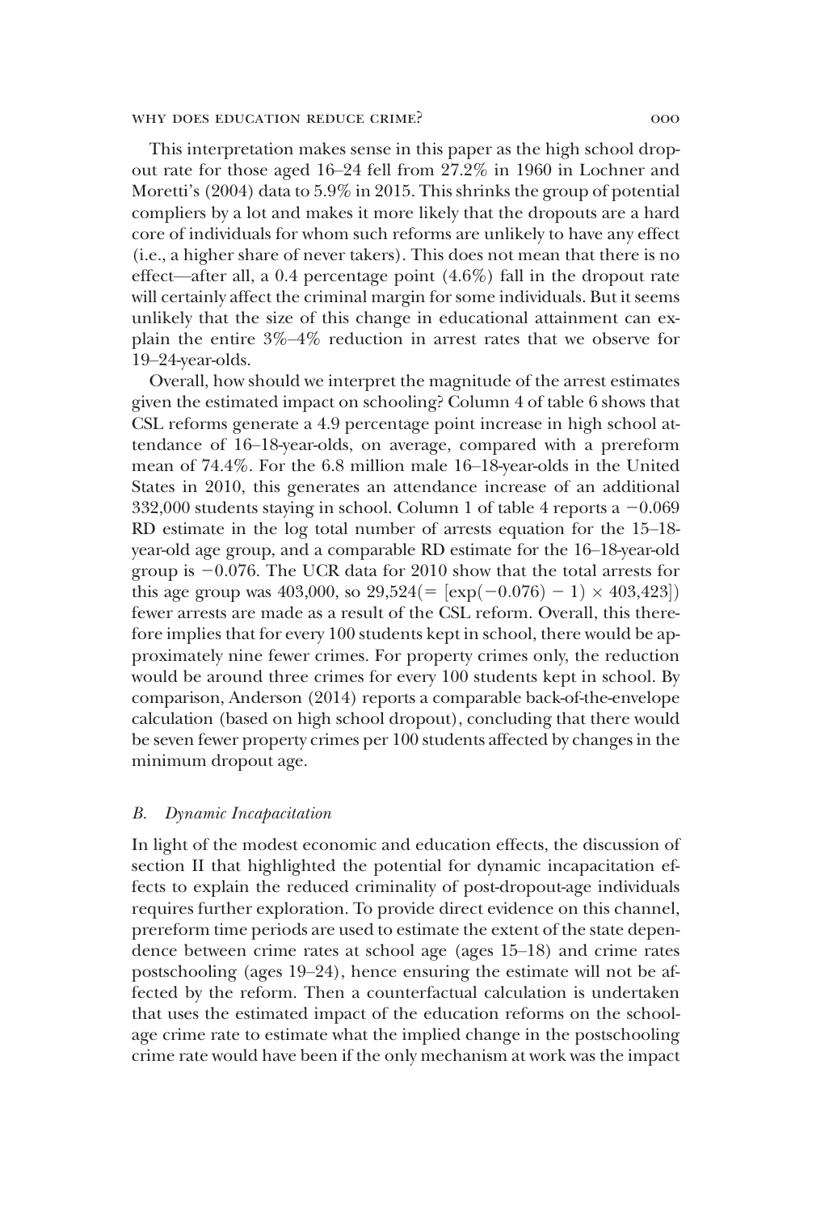This interpretation makes sense in this paper as the high school dropout rate for those aged 16–24 fell from 27.2% in 1960 in Lochner and Moretti's (2004) data to 5.9% in 2015. This shrinks the group of potential compliers by a lot and makes it more likely that the dropouts are a hard core of individuals for whom such reforms are unlikely to have any effect (i.e., a higher share of never takers). This does not mean that there is no effect—after all, a 0.4 percentage point (4.6%) fall in the dropout rate will certainly affect the criminal margin for some individuals. But it seems unlikely that the size of this change in educational attainment can explain the entire 3%–4% reduction in arrest rates that we observe for 19–24-year-olds.

Overall, how should we interpret the magnitude of the arrest estimates given the estimated impact on schooling? Column 4 of table 6 shows that CSL reforms generate a 4.9 percentage point increase in high school attendance of 16–18-year-olds, on average, compared with a prereform mean of 74.4%. For the 6.8 million male 16–18-year-olds in the United States in 2010, this generates an attendance increase of an additional 332,000 students staying in school. Column 1 of table 4 reports a −0.069 RD estimate in the log total number of arrests equation for the 15–18-year-old age group, and a comparable RD estimate for the 16–18-year-old group is −0.076. The UCR data for 2010 show that the total arrests for this age group was 403,000, so 29,524(= $[\exp(-0.076) - 1) \times 403{,}423]$) fewer arrests are made as a result of the CSL reform. Overall, this therefore implies that for every 100 students kept in school, there would be approximately nine fewer crimes. For property crimes only, the reduction would be around three crimes for every 100 students kept in school. By comparison, Anderson (2014) reports a comparable back-of-the-envelope calculation (based on high school dropout), concluding that there would be seven fewer property crimes per 100 students affected by changes in the minimum dropout age.

### *B. Dynamic Incapacitation*

In light of the modest economic and education effects, the discussion of section II that highlighted the potential for dynamic incapacitation effects to explain the reduced criminality of post-dropout-age individuals requires further exploration. To provide direct evidence on this channel, prereform time periods are used to estimate the extent of the state dependence between crime rates at school age (ages 15–18) and crime rates postschooling (ages 19–24), hence ensuring the estimate will not be affected by the reform. Then a counterfactual calculation is undertaken that uses the estimated impact of the education reforms on the school-age crime rate to estimate what the implied change in the postschooling crime rate would have been if the only mechanism at work was the impact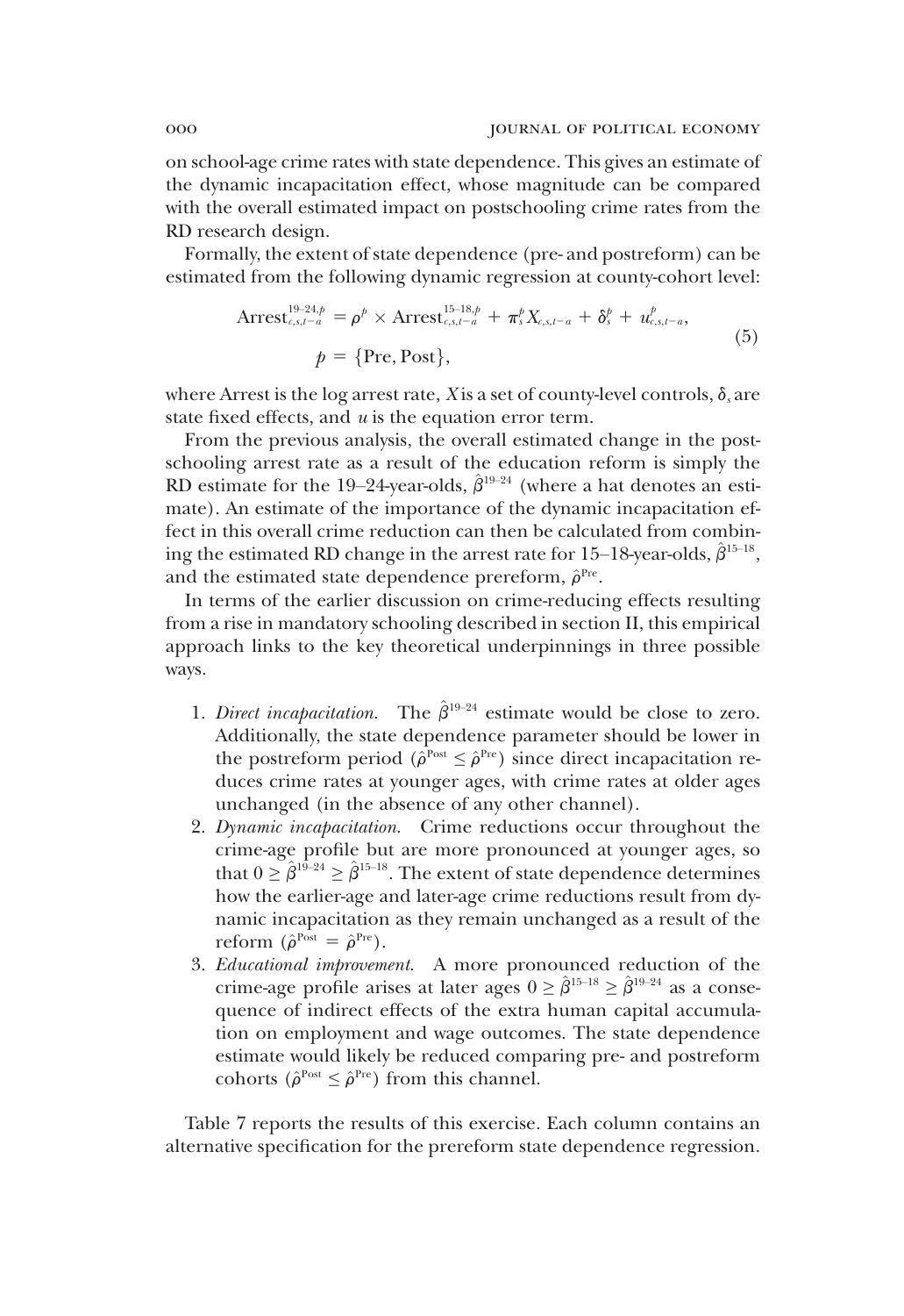on school-age crime rates with state dependence. This gives an estimate of the dynamic incapacitation effect, whose magnitude can be compared with the overall estimated impact on postschooling crime rates from the RD research design.

Formally, the extent of state dependence (pre- and postreform) can be estimated from the following dynamic regression at county-cohort level:

$$\text{Arrest}_{c,s,t-a}^{19\text{–}24,p} = \rho^{p} \times \text{Arrest}_{c,s,t-a}^{15\text{–}18,p} + \pi_{s}^{p} X_{c,s,t-a} + \delta_{s}^{p} + u_{c,s,t-a}^{p},$$
$$p = \{\text{Pre}, \text{Post}\}, \tag{5}$$

where Arrest is the log arrest rate, $X$ is a set of county-level controls, $\delta_s$ are state fixed effects, and $u$ is the equation error term.

From the previous analysis, the overall estimated change in the postschooling arrest rate as a result of the education reform is simply the RD estimate for the 19–24-year-olds, $\hat{\beta}^{19\text{–}24}$ (where a hat denotes an estimate). An estimate of the importance of the dynamic incapacitation effect in this overall crime reduction can then be calculated from combining the estimated RD change in the arrest rate for 15–18-year-olds, $\hat{\beta}^{15\text{–}18}$, and the estimated state dependence prereform, $\hat{\rho}^{\text{Pre}}$.

In terms of the earlier discussion on crime-reducing effects resulting from a rise in mandatory schooling described in section II, this empirical approach links to the key theoretical underpinnings in three possible ways.

1. *Direct incapacitation.* The $\hat{\beta}^{19\text{–}24}$ estimate would be close to zero. Additionally, the state dependence parameter should be lower in the postreform period ($\hat{\rho}^{\text{Post}} \leq \hat{\rho}^{\text{Pre}}$) since direct incapacitation reduces crime rates at younger ages, with crime rates at older ages unchanged (in the absence of any other channel).
2. *Dynamic incapacitation.* Crime reductions occur throughout the crime-age profile but are more pronounced at younger ages, so that $0 \geq \hat{\beta}^{19\text{–}24} \geq \hat{\beta}^{15\text{–}18}$. The extent of state dependence determines how the earlier-age and later-age crime reductions result from dynamic incapacitation as they remain unchanged as a result of the reform ($\hat{\rho}^{\text{Post}} = \hat{\rho}^{\text{Pre}}$).
3. *Educational improvement.* A more pronounced reduction of the crime-age profile arises at later ages $0 \geq \hat{\beta}^{15\text{–}18} \geq \hat{\beta}^{19\text{–}24}$ as a consequence of indirect effects of the extra human capital accumulation on employment and wage outcomes. The state dependence estimate would likely be reduced comparing pre- and postreform cohorts ($\hat{\rho}^{\text{Post}} \leq \hat{\rho}^{\text{Pre}}$) from this channel.

Table 7 reports the results of this exercise. Each column contains an alternative specification for the prereform state dependence regression.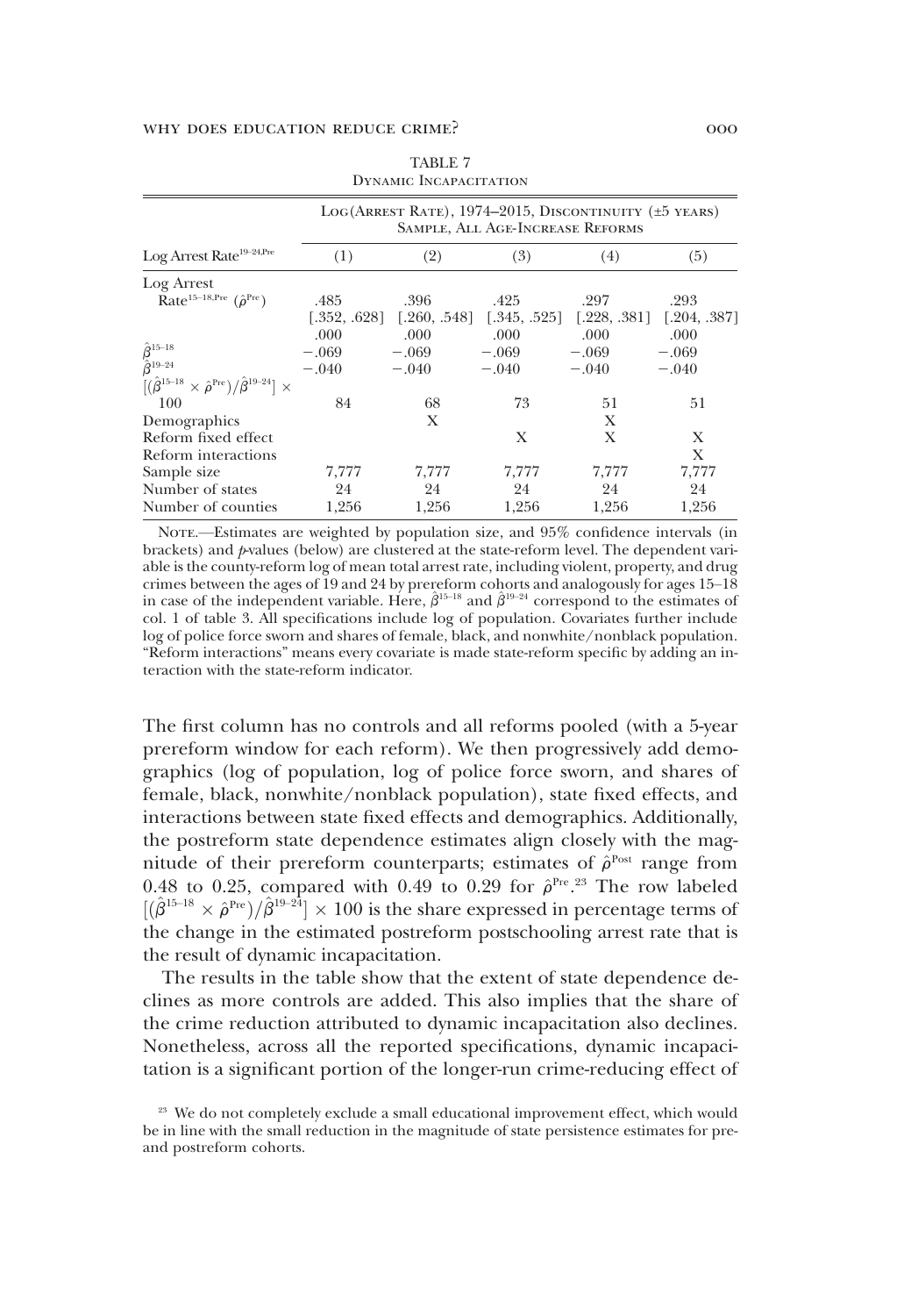TABLE 7

DYNAMIC INCAPACITATION

| Log Arrest Rate$^{19–24,\text{Pre}}$ | Log(Arrest Rate), 1974–2015, Discontinuity (±5 years) Sample, All Age-Increase Reforms | | | | |
|---|---|---|---|---|---|
| | (1) | (2) | (3) | (4) | (5) |
| Log Arrest Rate$^{15–18,\text{Pre}}$ ($\hat{\rho}^{\text{Pre}}$) | .485 | .396 | .425 | .297 | .293 |
| | [.352, .628] | [.260, .548] | [.345, .525] | [.228, .381] | [.204, .387] |
| | .000 | .000 | .000 | .000 | .000 |
| $\hat{\beta}^{15–18}$ | −.069 | −.069 | −.069 | −.069 | −.069 |
| $\hat{\beta}^{19–24}$ | −.040 | −.040 | −.040 | −.040 | −.040 |
| $[(\hat{\beta}^{15–18} \times \hat{\rho}^{\text{Pre}})/\hat{\beta}^{19–24}] \times 100$ | 84 | 68 | 73 | 51 | 51 |
| Demographics | | X | | X | |
| Reform fixed effect | | | X | X | X |
| Reform interactions | | | | | X |
| Sample size | 7,777 | 7,777 | 7,777 | 7,777 | 7,777 |
| Number of states | 24 | 24 | 24 | 24 | 24 |
| Number of counties | 1,256 | 1,256 | 1,256 | 1,256 | 1,256 |

NOTE.—Estimates are weighted by population size, and 95% confidence intervals (in brackets) and $p$-values (below) are clustered at the state-reform level. The dependent variable is the county-reform log of mean total arrest rate, including violent, property, and drug crimes between the ages of 19 and 24 by prereform cohorts and analogously for ages 15–18 in case of the independent variable. Here, $\hat{\beta}^{15–18}$ and $\hat{\beta}^{19–24}$ correspond to the estimates of col. 1 of table 3. All specifications include log of population. Covariates further include log of police force sworn and shares of female, black, and nonwhite/nonblack population. "Reform interactions" means every covariate is made state-reform specific by adding an interaction with the state-reform indicator.

The first column has no controls and all reforms pooled (with a 5-year prereform window for each reform). We then progressively add demographics (log of population, log of police force sworn, and shares of female, black, nonwhite/nonblack population), state fixed effects, and interactions between state fixed effects and demographics. Additionally, the postreform state dependence estimates align closely with the magnitude of their prereform counterparts; estimates of $\hat{\rho}^{\text{Post}}$ range from 0.48 to 0.25, compared with 0.49 to 0.29 for $\hat{\rho}^{\text{Pre}}$.[23] The row labeled $[(\hat{\beta}^{15–18} \times \hat{\rho}^{\text{Pre}})/\hat{\beta}^{19–24}] \times 100$ is the share expressed in percentage terms of the change in the estimated postreform postschooling arrest rate that is the result of dynamic incapacitation.

The results in the table show that the extent of state dependence declines as more controls are added. This also implies that the share of the crime reduction attributed to dynamic incapacitation also declines. Nonetheless, across all the reported specifications, dynamic incapacitation is a significant portion of the longer-run crime-reducing effect of

[23] We do not completely exclude a small educational improvement effect, which would be in line with the small reduction in the magnitude of state persistence estimates for pre- and postreform cohorts.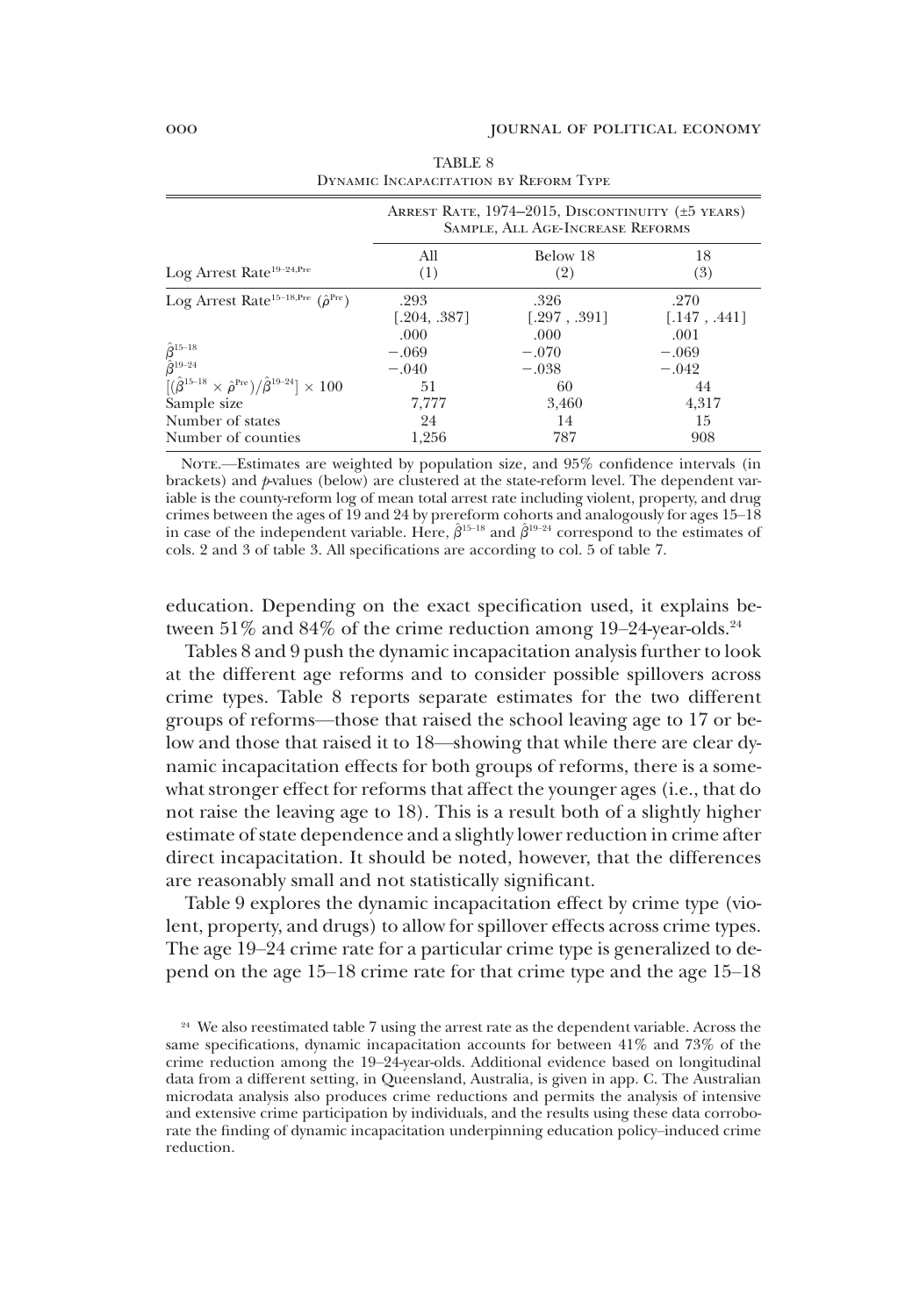TABLE 8
Dynamic Incapacitation by Reform Type

| Log Arrest Rate$^{19–24,\text{Pre}}$ | Arrest Rate, 1974–2015, Discontinuity (±5 years) Sample, All Age-Increase Reforms | | |
|---|---|---|---|
| | All (1) | Below 18 (2) | 18 (3) |
| Log Arrest Rate$^{15–18,\text{Pre}}$ ($\hat{\rho}^{\text{Pre}}$) | .293 | .326 | .270 |
| | [.204, .387] | [.297 , .391] | [.147 , .441] |
| | .000 | .000 | .001 |
| $\hat{\beta}^{15–18}$ | −.069 | −.070 | −.069 |
| $\hat{\beta}^{19–24}$ | −.040 | −.038 | −.042 |
| $[(\hat{\beta}^{15–18} \times \hat{\rho}^{\text{Pre}})/\hat{\beta}^{19–24}] \times 100$ | 51 | 60 | 44 |
| Sample size | 7,777 | 3,460 | 4,317 |
| Number of states | 24 | 14 | 15 |
| Number of counties | 1,256 | 787 | 908 |

Note.—Estimates are weighted by population size, and 95% confidence intervals (in brackets) and $p$-values (below) are clustered at the state-reform level. The dependent variable is the county-reform log of mean total arrest rate including violent, property, and drug crimes between the ages of 19 and 24 by prereform cohorts and analogously for ages 15–18 in case of the independent variable. Here, $\hat{\beta}^{15–18}$ and $\hat{\beta}^{19–24}$ correspond to the estimates of cols. 2 and 3 of table 3. All specifications are according to col. 5 of table 7.

education. Depending on the exact specification used, it explains between 51% and 84% of the crime reduction among 19–24-year-olds.[24]

Tables 8 and 9 push the dynamic incapacitation analysis further to look at the different age reforms and to consider possible spillovers across crime types. Table 8 reports separate estimates for the two different groups of reforms—those that raised the school leaving age to 17 or below and those that raised it to 18—showing that while there are clear dynamic incapacitation effects for both groups of reforms, there is a somewhat stronger effect for reforms that affect the younger ages (i.e., that do not raise the leaving age to 18). This is a result both of a slightly higher estimate of state dependence and a slightly lower reduction in crime after direct incapacitation. It should be noted, however, that the differences are reasonably small and not statistically significant.

Table 9 explores the dynamic incapacitation effect by crime type (violent, property, and drugs) to allow for spillover effects across crime types. The age 19–24 crime rate for a particular crime type is generalized to depend on the age 15–18 crime rate for that crime type and the age 15–18

[24] We also reestimated table 7 using the arrest rate as the dependent variable. Across the same specifications, dynamic incapacitation accounts for between 41% and 73% of the crime reduction among the 19–24-year-olds. Additional evidence based on longitudinal data from a different setting, in Queensland, Australia, is given in app. C. The Australian microdata analysis also produces crime reductions and permits the analysis of intensive and extensive crime participation by individuals, and the results using these data corroborate the finding of dynamic incapacitation underpinning education policy–induced crime reduction.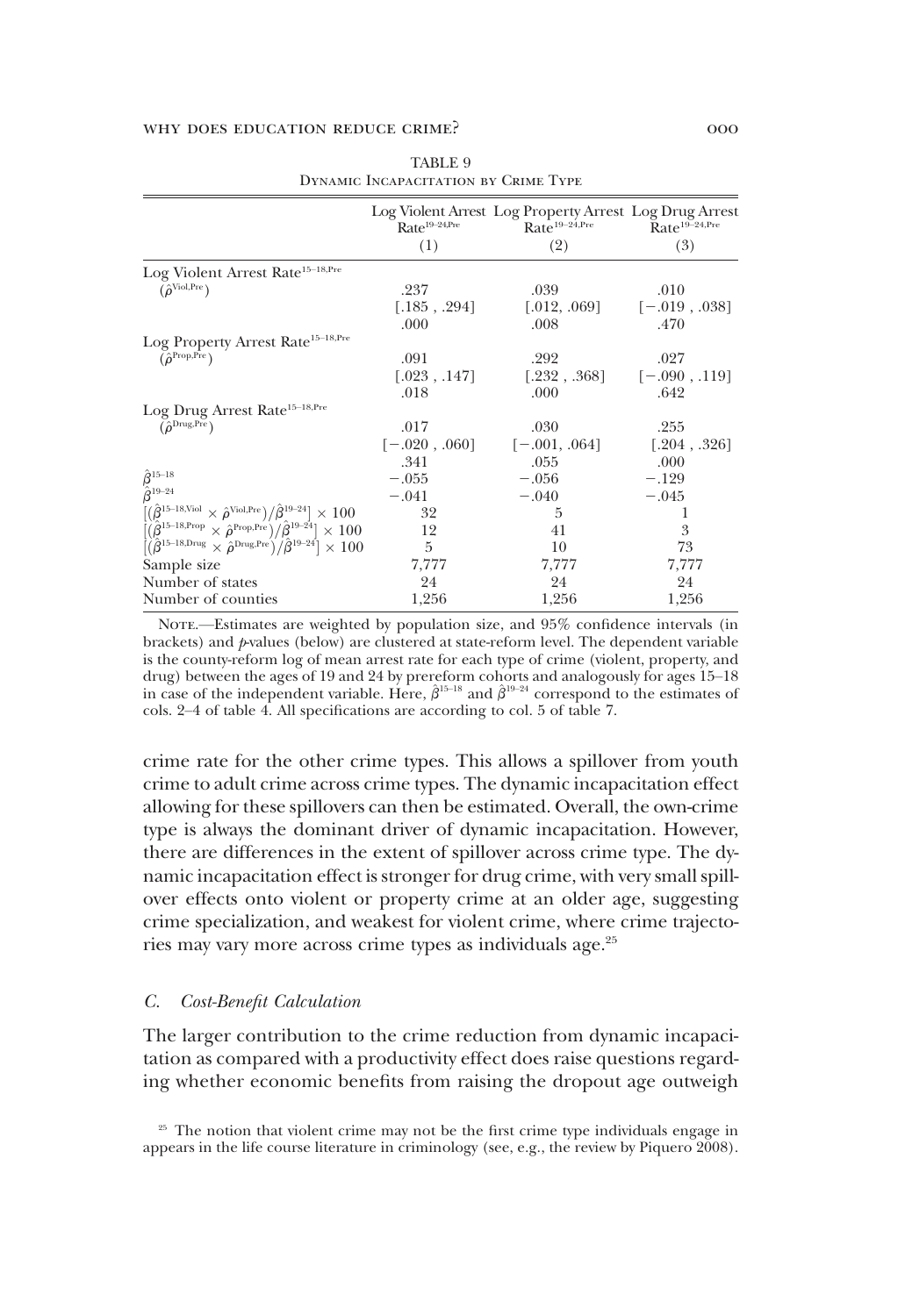TABLE 9

Dynamic Incapacitation by Crime Type

| | Log Violent Arrest $\text{Rate}^{19\text{–}24,\text{Pre}}$ (1) | Log Property Arrest $\text{Rate}^{19\text{–}24,\text{Pre}}$ (2) | Log Drug Arrest $\text{Rate}^{19\text{–}24,\text{Pre}}$ (3) |
|---|---|---|---|
| Log Violent Arrest $\text{Rate}^{15\text{–}18,\text{Pre}}$ | | | |
| $(\hat{\rho}^{\text{Viol,Pre}})$ | .237 | .039 | .010 |
| | [.185 , .294] | [.012, .069] | [−.019 , .038] |
| | .000 | .008 | .470 |
| Log Property Arrest $\text{Rate}^{15\text{–}18,\text{Pre}}$ | | | |
| $(\hat{\rho}^{\text{Prop,Pre}})$ | .091 | .292 | .027 |
| | [.023 , .147] | [.232 , .368] | [−.090 , .119] |
| | .018 | .000 | .642 |
| Log Drug Arrest $\text{Rate}^{15\text{–}18,\text{Pre}}$ | | | |
| $(\hat{\rho}^{\text{Drug,Pre}})$ | .017 | .030 | .255 |
| | [−.020 , .060] | [−.001, .064] | [.204 , .326] |
| | .341 | .055 | .000 |
| $\hat{\beta}^{15\text{–}18}$ | −.055 | −.056 | −.129 |
| $\hat{\beta}^{19\text{–}24}$ | −.041 | −.040 | −.045 |
| $[(\hat{\beta}^{15\text{–}18,\text{Viol}} \times \hat{\rho}^{\text{Viol,Pre}})/\hat{\beta}^{19\text{–}24}] \times 100$ | 32 | 5 | 1 |
| $[(\hat{\beta}^{15\text{–}18,\text{Prop}} \times \hat{\rho}^{\text{Prop,Pre}})/\hat{\beta}^{19\text{–}24}] \times 100$ | 12 | 41 | 3 |
| $[(\hat{\beta}^{15\text{–}18,\text{Drug}} \times \hat{\rho}^{\text{Drug,Pre}})/\hat{\beta}^{19\text{–}24}] \times 100$ | 5 | 10 | 73 |
| Sample size | 7,777 | 7,777 | 7,777 |
| Number of states | 24 | 24 | 24 |
| Number of counties | 1,256 | 1,256 | 1,256 |

Note.—Estimates are weighted by population size, and 95% confidence intervals (in brackets) and *p*-values (below) are clustered at state-reform level. The dependent variable is the county-reform log of mean arrest rate for each type of crime (violent, property, and drug) between the ages of 19 and 24 by prereform cohorts and analogously for ages 15–18 in case of the independent variable. Here, $\hat{\beta}^{15\text{–}18}$ and $\hat{\beta}^{19\text{–}24}$ correspond to the estimates of cols. 2–4 of table 4. All specifications are according to col. 5 of table 7.

crime rate for the other crime types. This allows a spillover from youth crime to adult crime across crime types. The dynamic incapacitation effect allowing for these spillovers can then be estimated. Overall, the own-crime type is always the dominant driver of dynamic incapacitation. However, there are differences in the extent of spillover across crime type. The dynamic incapacitation effect is stronger for drug crime, with very small spillover effects onto violent or property crime at an older age, suggesting crime specialization, and weakest for violent crime, where crime trajectories may vary more across crime types as individuals age.[25]

### C. *Cost-Benefit Calculation*

The larger contribution to the crime reduction from dynamic incapacitation as compared with a productivity effect does raise questions regarding whether economic benefits from raising the dropout age outweigh

[25] The notion that violent crime may not be the first crime type individuals engage in appears in the life course literature in criminology (see, e.g., the review by Piquero 2008).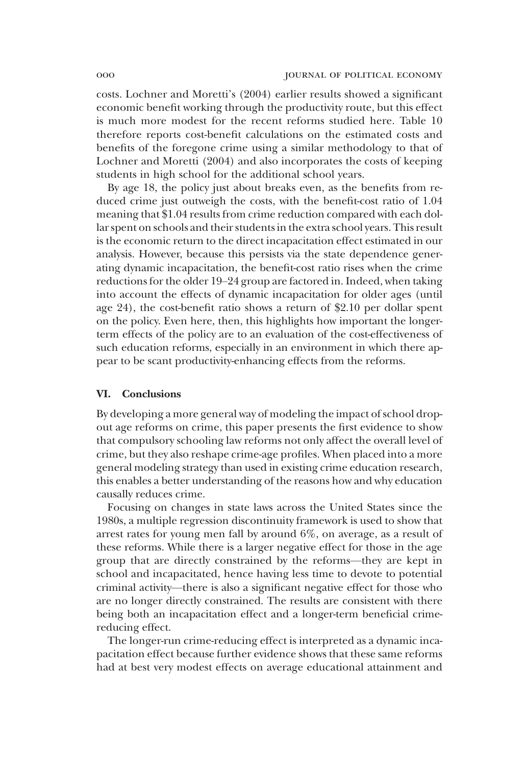costs. Lochner and Moretti's (2004) earlier results showed a significant economic benefit working through the productivity route, but this effect is much more modest for the recent reforms studied here. Table 10 therefore reports cost-benefit calculations on the estimated costs and benefits of the foregone crime using a similar methodology to that of Lochner and Moretti (2004) and also incorporates the costs of keeping students in high school for the additional school years.

By age 18, the policy just about breaks even, as the benefits from reduced crime just outweigh the costs, with the benefit-cost ratio of 1.04 meaning that \$1.04 results from crime reduction compared with each dollar spent on schools and their students in the extra school years. This result is the economic return to the direct incapacitation effect estimated in our analysis. However, because this persists via the state dependence generating dynamic incapacitation, the benefit-cost ratio rises when the crime reductions for the older 19–24 group are factored in. Indeed, when taking into account the effects of dynamic incapacitation for older ages (until age 24), the cost-benefit ratio shows a return of \$2.10 per dollar spent on the policy. Even here, then, this highlights how important the longer-term effects of the policy are to an evaluation of the cost-effectiveness of such education reforms, especially in an environment in which there appear to be scant productivity-enhancing effects from the reforms.

## VI. Conclusions

By developing a more general way of modeling the impact of school dropout age reforms on crime, this paper presents the first evidence to show that compulsory schooling law reforms not only affect the overall level of crime, but they also reshape crime-age profiles. When placed into a more general modeling strategy than used in existing crime education research, this enables a better understanding of the reasons how and why education causally reduces crime.

Focusing on changes in state laws across the United States since the 1980s, a multiple regression discontinuity framework is used to show that arrest rates for young men fall by around 6%, on average, as a result of these reforms. While there is a larger negative effect for those in the age group that are directly constrained by the reforms—they are kept in school and incapacitated, hence having less time to devote to potential criminal activity—there is also a significant negative effect for those who are no longer directly constrained. The results are consistent with there being both an incapacitation effect and a longer-term beneficial crime-reducing effect.

The longer-run crime-reducing effect is interpreted as a dynamic incapacitation effect because further evidence shows that these same reforms had at best very modest effects on average educational attainment and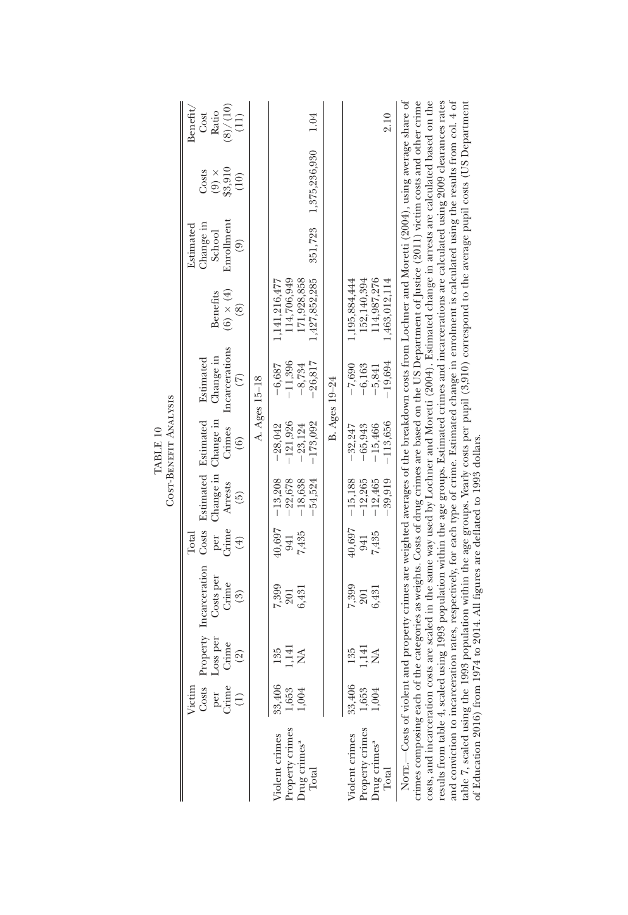TABLE 10
Cost-Benefit Analysis

| | Victim Costs per Crime (1) | Property Loss per Crime (2) | Incarceration Costs per Crime (3) | Total Costs per Crime (4) | Estimated Change in Arrests (5) | Estimated Change in Crimes (6) | Estimated Change in Incarcerations (7) | Benefits (6) × (4) (8) | Estimated Change in School Enrollment (9) | Costs (9) × \$3,910 (10) | Benefit/ Cost Ratio (8)/(10) (11) |
|---|---|---|---|---|---|---|---|---|---|---|---|
| | | | | | A. Ages 15–18 | | | | | | |
| Violent crimes | 33,406 | 135 | 7,399 | 40,697 | −13,208 | −28,042 | −6,687 | 1,141,216,477 | | | |
| Property crimes | 1,653 | 1,141 | 201 | 941 | −22,678 | −121,926 | −11,396 | 114,706,949 | | | |
| Drug crimes[a] | 1,004 | NA | 6,431 | 7,435 | −18,638 | −23,124 | −8,734 | 171,928,858 | | | |
| Total | | | | | −54,524 | −173,092 | −26,817 | 1,427,852,285 | 351,723 | 1,375,236,930 | 1.04 |
| | | | | | B. Ages 19–24 | | | | | | |
| Violent crimes | 33,406 | 135 | 7,399 | 40,697 | −15,188 | −32,247 | −7,690 | 1,195,884,444 | | | |
| Property crimes | 1,653 | 1,141 | 201 | 941 | −12,265 | −65,943 | −6,163 | 152,140,394 | | | |
| Drug crimes[a] | 1,004 | NA | 6,431 | 7,435 | −12,465 | −15,466 | −5,841 | 114,987,276 | | | |
| Total | | | | | −39,919 | −113,656 | −19,694 | 1,463,012,114 | | | 2.10 |

Note.—Costs of violent and property crimes are weighted averages of the breakdown costs from Lochner and Moretti (2004), using average share of crimes composing each of the categories as weights. Costs of drug crimes are based on the US Department of Justice (2011) victim costs and other crime costs, and incarceration costs are scaled in the same way used by Lochner and Moretti (2004). Estimated change in arrests are calculated based on the results from table 4, scaled using 1993 population within the age groups. Estimated crimes and incarcerations are calculated using 2009 clearances rates and conviction to incarceration rates, respectively, for each type of crime. Estimated change in enrolment is calculated using the results from col. 4 of table 7, scaled using the 1993 population within the age groups. Yearly costs per pupil (3,910) correspond to the average pupil costs (US Department of Education 2016) from 1974 to 2014. All figures are deflated to 1993 dollars.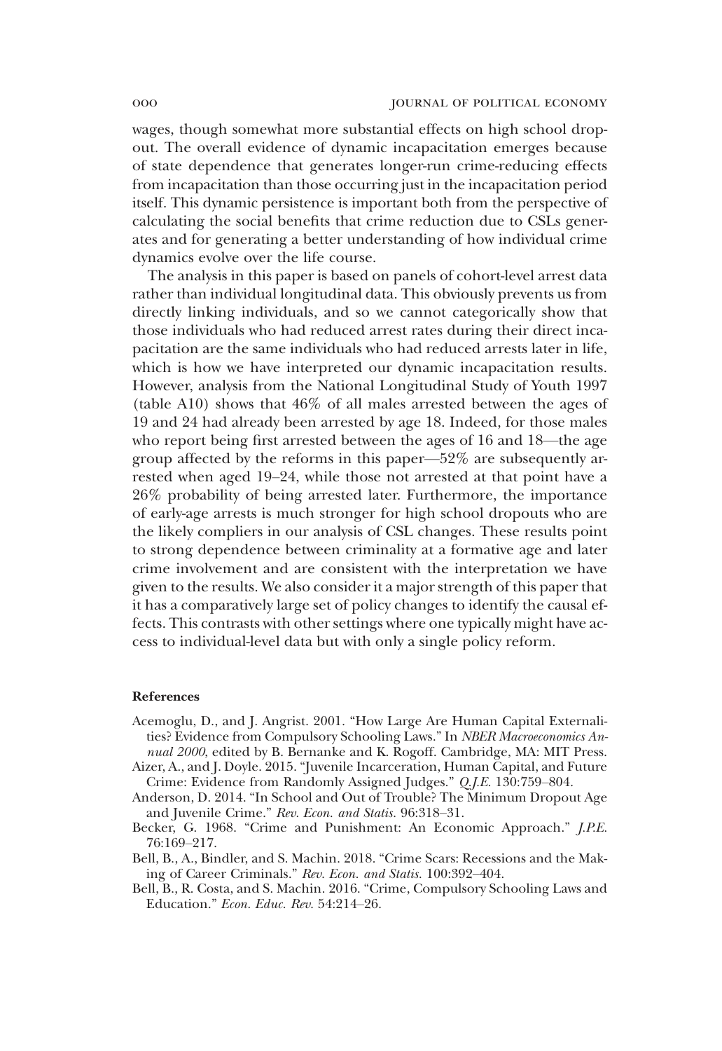wages, though somewhat more substantial effects on high school dropout. The overall evidence of dynamic incapacitation emerges because of state dependence that generates longer-run crime-reducing effects from incapacitation than those occurring just in the incapacitation period itself. This dynamic persistence is important both from the perspective of calculating the social benefits that crime reduction due to CSLs generates and for generating a better understanding of how individual crime dynamics evolve over the life course.

The analysis in this paper is based on panels of cohort-level arrest data rather than individual longitudinal data. This obviously prevents us from directly linking individuals, and so we cannot categorically show that those individuals who had reduced arrest rates during their direct incapacitation are the same individuals who had reduced arrests later in life, which is how we have interpreted our dynamic incapacitation results. However, analysis from the National Longitudinal Study of Youth 1997 (table A10) shows that 46% of all males arrested between the ages of 19 and 24 had already been arrested by age 18. Indeed, for those males who report being first arrested between the ages of 16 and 18—the age group affected by the reforms in this paper—52% are subsequently arrested when aged 19–24, while those not arrested at that point have a 26% probability of being arrested later. Furthermore, the importance of early-age arrests is much stronger for high school dropouts who are the likely compliers in our analysis of CSL changes. These results point to strong dependence between criminality at a formative age and later crime involvement and are consistent with the interpretation we have given to the results. We also consider it a major strength of this paper that it has a comparatively large set of policy changes to identify the causal effects. This contrasts with other settings where one typically might have access to individual-level data but with only a single policy reform.

#### References

Acemoglu, D., and J. Angrist. 2001. "How Large Are Human Capital Externalities? Evidence from Compulsory Schooling Laws." In *NBER Macroeconomics Annual 2000*, edited by B. Bernanke and K. Rogoff. Cambridge, MA: MIT Press.

Aizer, A., and J. Doyle. 2015. "Juvenile Incarceration, Human Capital, and Future Crime: Evidence from Randomly Assigned Judges." *Q.J.E.* 130:759–804.

Anderson, D. 2014. "In School and Out of Trouble? The Minimum Dropout Age and Juvenile Crime." *Rev. Econ. and Statis.* 96:318–31.

Becker, G. 1968. "Crime and Punishment: An Economic Approach." *J.P.E.* 76:169–217.

Bell, B., A., Bindler, and S. Machin. 2018. "Crime Scars: Recessions and the Making of Career Criminals." *Rev. Econ. and Statis.* 100:392–404.

Bell, B., R. Costa, and S. Machin. 2016. "Crime, Compulsory Schooling Laws and Education." *Econ. Educ. Rev.* 54:214–26.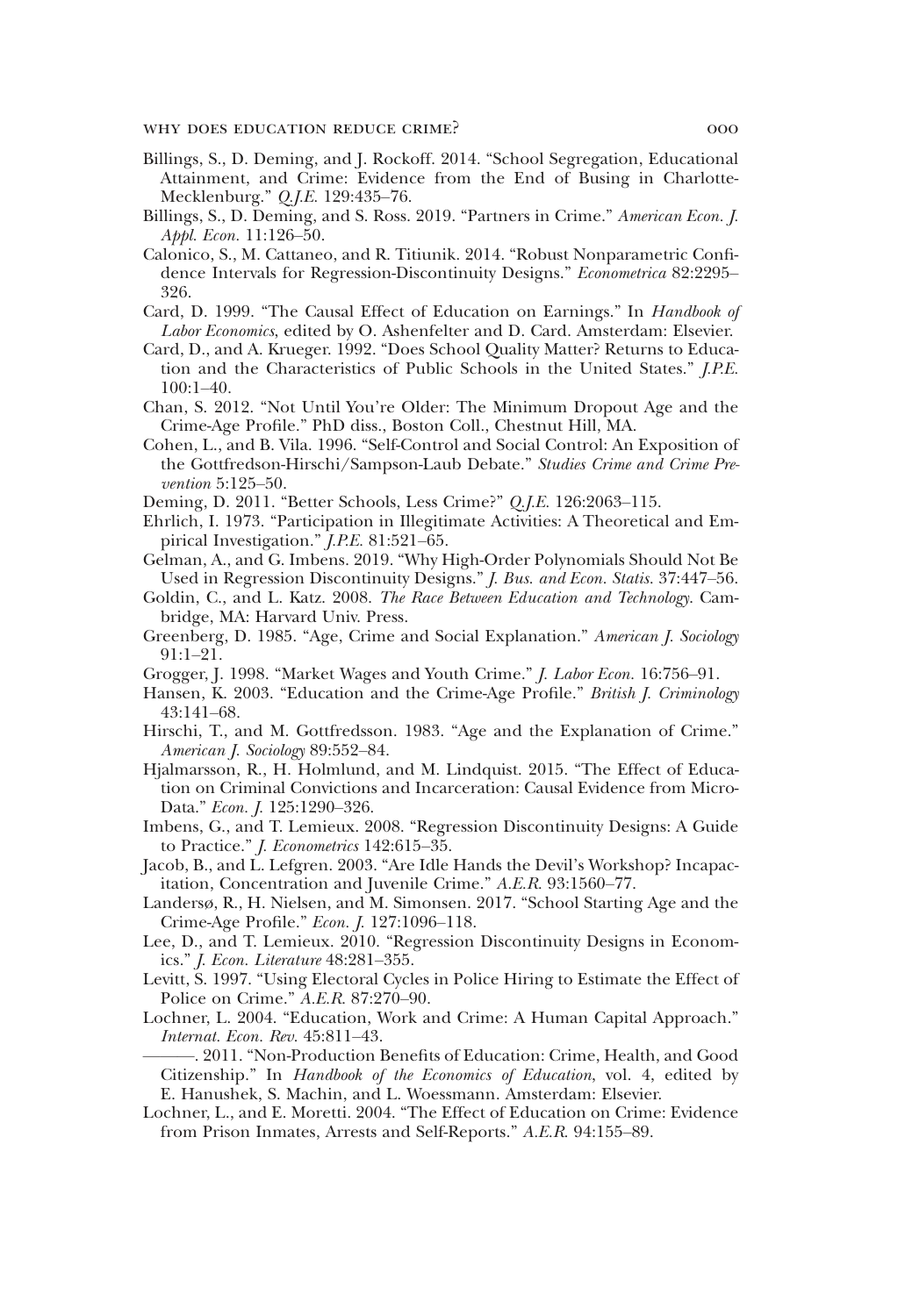Billings, S., D. Deming, and J. Rockoff. 2014. "School Segregation, Educational Attainment, and Crime: Evidence from the End of Busing in Charlotte-Mecklenburg." *Q.J.E.* 129:435–76.

Billings, S., D. Deming, and S. Ross. 2019. "Partners in Crime." *American Econ. J. Appl. Econ.* 11:126–50.

Calonico, S., M. Cattaneo, and R. Titiunik. 2014. "Robust Nonparametric Confidence Intervals for Regression-Discontinuity Designs." *Econometrica* 82:2295–326.

Card, D. 1999. "The Causal Effect of Education on Earnings." In *Handbook of Labor Economics*, edited by O. Ashenfelter and D. Card. Amsterdam: Elsevier.

Card, D., and A. Krueger. 1992. "Does School Quality Matter? Returns to Education and the Characteristics of Public Schools in the United States." *J.P.E.* 100:1–40.

Chan, S. 2012. "Not Until You're Older: The Minimum Dropout Age and the Crime-Age Profile." PhD diss., Boston Coll., Chestnut Hill, MA.

Cohen, L., and B. Vila. 1996. "Self-Control and Social Control: An Exposition of the Gottfredson-Hirschi/Sampson-Laub Debate." *Studies Crime and Crime Prevention* 5:125–50.

Deming, D. 2011. "Better Schools, Less Crime?" *Q.J.E.* 126:2063–115.

Ehrlich, I. 1973. "Participation in Illegitimate Activities: A Theoretical and Empirical Investigation." *J.P.E.* 81:521–65.

Gelman, A., and G. Imbens. 2019. "Why High-Order Polynomials Should Not Be Used in Regression Discontinuity Designs." *J. Bus. and Econ. Statis.* 37:447–56.

Goldin, C., and L. Katz. 2008. *The Race Between Education and Technology*. Cambridge, MA: Harvard Univ. Press.

Greenberg, D. 1985. "Age, Crime and Social Explanation." *American J. Sociology* 91:1–21.

Grogger, J. 1998. "Market Wages and Youth Crime." *J. Labor Econ.* 16:756–91.

Hansen, K. 2003. "Education and the Crime-Age Profile." *British J. Criminology* 43:141–68.

Hirschi, T., and M. Gottfredsson. 1983. "Age and the Explanation of Crime." *American J. Sociology* 89:552–84.

Hjalmarsson, R., H. Holmlund, and M. Lindquist. 2015. "The Effect of Education on Criminal Convictions and Incarceration: Causal Evidence from Micro-Data." *Econ. J.* 125:1290–326.

Imbens, G., and T. Lemieux. 2008. "Regression Discontinuity Designs: A Guide to Practice." *J. Econometrics* 142:615–35.

Jacob, B., and L. Lefgren. 2003. "Are Idle Hands the Devil's Workshop? Incapacitation, Concentration and Juvenile Crime." *A.E.R.* 93:1560–77.

Landersø, R., H. Nielsen, and M. Simonsen. 2017. "School Starting Age and the Crime-Age Profile." *Econ. J.* 127:1096–118.

Lee, D., and T. Lemieux. 2010. "Regression Discontinuity Designs in Economics." *J. Econ. Literature* 48:281–355.

Levitt, S. 1997. "Using Electoral Cycles in Police Hiring to Estimate the Effect of Police on Crime." *A.E.R.* 87:270–90.

Lochner, L. 2004. "Education, Work and Crime: A Human Capital Approach." *Internat. Econ. Rev.* 45:811–43.

———. 2011. "Non-Production Benefits of Education: Crime, Health, and Good Citizenship." In *Handbook of the Economics of Education*, vol. 4, edited by E. Hanushek, S. Machin, and L. Woessmann. Amsterdam: Elsevier.

Lochner, L., and E. Moretti. 2004. "The Effect of Education on Crime: Evidence from Prison Inmates, Arrests and Self-Reports." *A.E.R.* 94:155–89.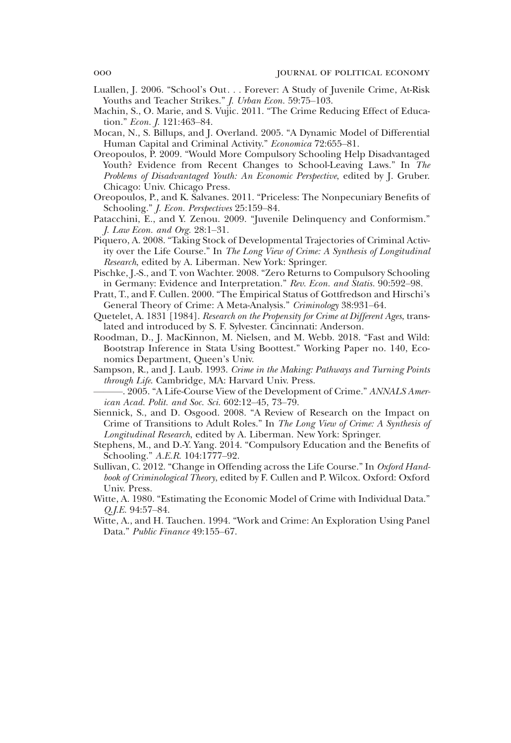Luallen, J. 2006. "School's Out. . . Forever: A Study of Juvenile Crime, At-Risk Youths and Teacher Strikes." *J. Urban Econ.* 59:75–103.

Machin, S., O. Marie, and S. Vujic. 2011. "The Crime Reducing Effect of Education." *Econ. J.* 121:463–84.

Mocan, N., S. Billups, and J. Overland. 2005. "A Dynamic Model of Differential Human Capital and Criminal Activity." *Economica* 72:655–81.

Oreopoulos, P. 2009. "Would More Compulsory Schooling Help Disadvantaged Youth? Evidence from Recent Changes to School-Leaving Laws." In *The Problems of Disadvantaged Youth: An Economic Perspective*, edited by J. Gruber. Chicago: Univ. Chicago Press.

Oreopoulos, P., and K. Salvanes. 2011. "Priceless: The Nonpecuniary Benefits of Schooling." *J. Econ. Perspectives* 25:159–84.

Patacchini, E., and Y. Zenou. 2009. "Juvenile Delinquency and Conformism." *J. Law Econ. and Org.* 28:1–31.

Piquero, A. 2008. "Taking Stock of Developmental Trajectories of Criminal Activity over the Life Course." In *The Long View of Crime: A Synthesis of Longitudinal Research*, edited by A. Liberman. New York: Springer.

Pischke, J.-S., and T. von Wachter. 2008. "Zero Returns to Compulsory Schooling in Germany: Evidence and Interpretation." *Rev. Econ. and Statis.* 90:592–98.

Pratt, T., and F. Cullen. 2000. "The Empirical Status of Gottfredson and Hirschi's General Theory of Crime: A Meta-Analysis." *Criminology* 38:931–64.

Quetelet, A. 1831 [1984]. *Research on the Propensity for Crime at Different Ages*, translated and introduced by S. F. Sylvester. Cincinnati: Anderson.

Roodman, D., J. MacKinnon, M. Nielsen, and M. Webb. 2018. "Fast and Wild: Bootstrap Inference in Stata Using Boottest." Working Paper no. 140, Economics Department, Queen's Univ.

Sampson, R., and J. Laub. 1993. *Crime in the Making: Pathways and Turning Points through Life*. Cambridge, MA: Harvard Univ. Press.

———. 2005. "A Life-Course View of the Development of Crime." *ANNALS American Acad. Polit. and Soc. Sci.* 602:12–45, 73–79.

Siennick, S., and D. Osgood. 2008. "A Review of Research on the Impact on Crime of Transitions to Adult Roles." In *The Long View of Crime: A Synthesis of Longitudinal Research*, edited by A. Liberman. New York: Springer.

Stephens, M., and D.-Y. Yang. 2014. "Compulsory Education and the Benefits of Schooling." *A.E.R.* 104:1777–92.

Sullivan, C. 2012. "Change in Offending across the Life Course." In *Oxford Handbook of Criminological Theory*, edited by F. Cullen and P. Wilcox. Oxford: Oxford Univ. Press.

Witte, A. 1980. "Estimating the Economic Model of Crime with Individual Data." *Q.J.E.* 94:57–84.

Witte, A., and H. Tauchen. 1994. "Work and Crime: An Exploration Using Panel Data." *Public Finance* 49:155–67.